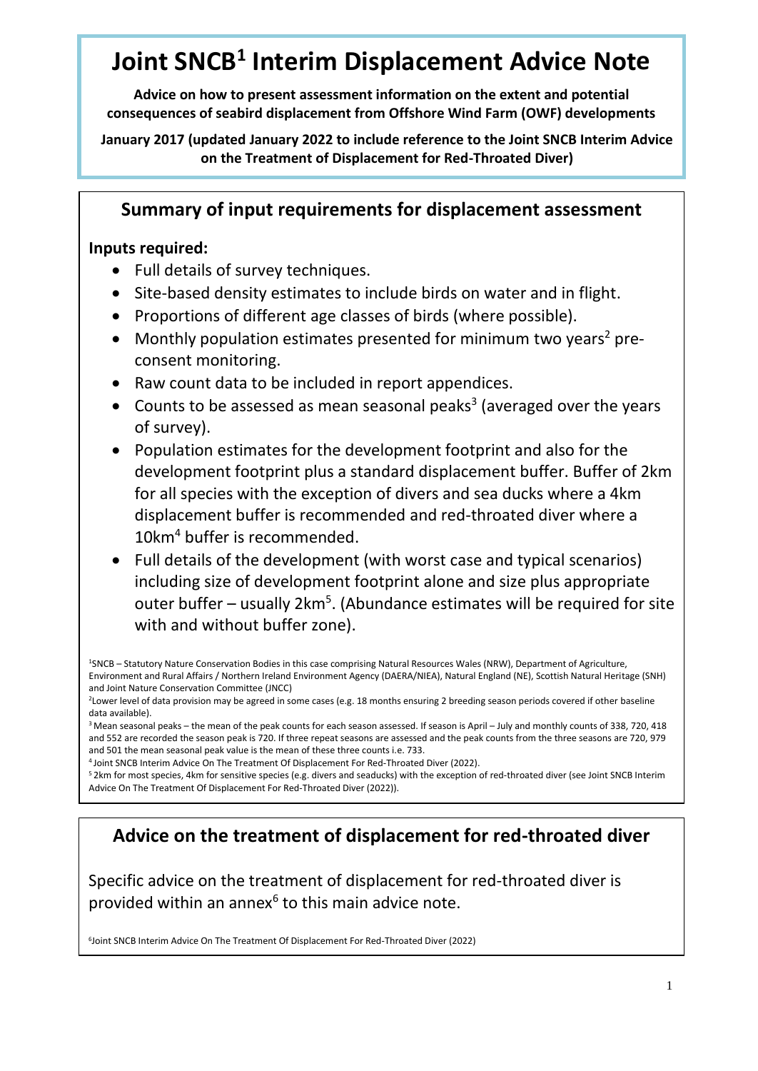# Joint SNCB[1] Interim Displacement Advice Note

**Advice on how to present assessment information on the extent and potential consequences of seabird displacement from Offshore Wind Farm (OWF) developments**

**January 2017 (updated January 2022 to include reference to the Joint SNCB Interim Advice on the Treatment of Displacement for Red-Throated Diver)**

## Summary of input requirements for displacement assessment

**Inputs required:**

- Full details of survey techniques.
- Site-based density estimates to include birds on water and in flight.
- Proportions of different age classes of birds (where possible).
- Monthly population estimates presented for minimum two years[2] pre-consent monitoring.
- Raw count data to be included in report appendices.
- Counts to be assessed as mean seasonal peaks[3] (averaged over the years of survey).
- Population estimates for the development footprint and also for the development footprint plus a standard displacement buffer. Buffer of 2km for all species with the exception of divers and sea ducks where a 4km displacement buffer is recommended and red-throated diver where a 10km[4] buffer is recommended.
- Full details of the development (with worst case and typical scenarios) including size of development footprint alone and size plus appropriate outer buffer – usually 2km[5]. (Abundance estimates will be required for site with and without buffer zone).

[1]SNCB – Statutory Nature Conservation Bodies in this case comprising Natural Resources Wales (NRW), Department of Agriculture, Environment and Rural Affairs / Northern Ireland Environment Agency (DAERA/NIEA), Natural England (NE), Scottish Natural Heritage (SNH) and Joint Nature Conservation Committee (JNCC)

[2]Lower level of data provision may be agreed in some cases (e.g. 18 months ensuring 2 breeding season periods covered if other baseline data available).

[3]Mean seasonal peaks – the mean of the peak counts for each season assessed. If season is April – July and monthly counts of 338, 720, 418 and 552 are recorded the season peak is 720. If three repeat seasons are assessed and the peak counts from the three seasons are 720, 979 and 501 the mean seasonal peak value is the mean of these three counts i.e. 733.

[4]Joint SNCB Interim Advice On The Treatment Of Displacement For Red-Throated Diver (2022).

[5]2km for most species, 4km for sensitive species (e.g. divers and seaducks) with the exception of red-throated diver (see Joint SNCB Interim Advice On The Treatment Of Displacement For Red-Throated Diver (2022)).

## Advice on the treatment of displacement for red-throated diver

Specific advice on the treatment of displacement for red-throated diver is provided within an annex[6] to this main advice note.

[6]Joint SNCB Interim Advice On The Treatment Of Displacement For Red-Throated Diver (2022)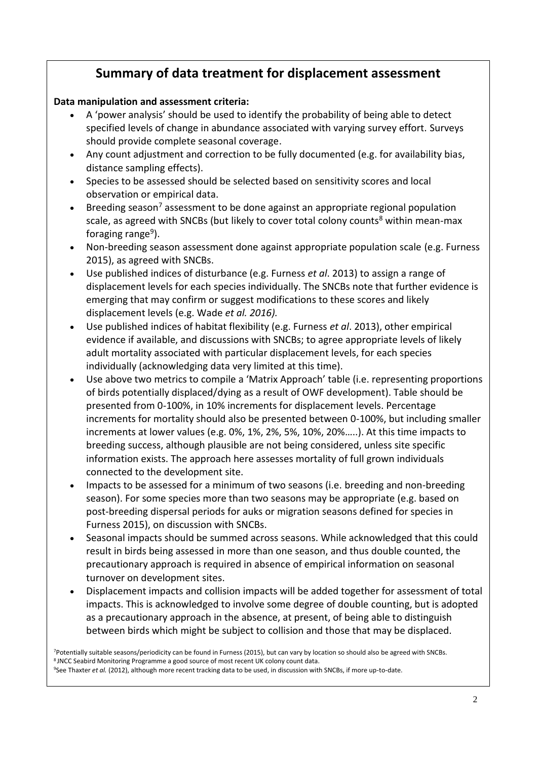## Summary of data treatment for displacement assessment

**Data manipulation and assessment criteria:**

- A 'power analysis' should be used to identify the probability of being able to detect specified levels of change in abundance associated with varying survey effort. Surveys should provide complete seasonal coverage.
- Any count adjustment and correction to be fully documented (e.g. for availability bias, distance sampling effects).
- Species to be assessed should be selected based on sensitivity scores and local observation or empirical data.
- Breeding season[7] assessment to be done against an appropriate regional population scale, as agreed with SNCBs (but likely to cover total colony counts[8] within mean-max foraging range[9]).
- Non-breeding season assessment done against appropriate population scale (e.g. Furness 2015), as agreed with SNCBs.
- Use published indices of disturbance (e.g. Furness *et al*. 2013) to assign a range of displacement levels for each species individually. The SNCBs note that further evidence is emerging that may confirm or suggest modifications to these scores and likely displacement levels (e.g. Wade *et al. 2016).*
- Use published indices of habitat flexibility (e.g. Furness *et al*. 2013), other empirical evidence if available, and discussions with SNCBs; to agree appropriate levels of likely adult mortality associated with particular displacement levels, for each species individually (acknowledging data very limited at this time).
- Use above two metrics to compile a 'Matrix Approach' table (i.e. representing proportions of birds potentially displaced/dying as a result of OWF development). Table should be presented from 0-100%, in 10% increments for displacement levels. Percentage increments for mortality should also be presented between 0-100%, but including smaller increments at lower values (e.g. 0%, 1%, 2%, 5%, 10%, 20%…..). At this time impacts to breeding success, although plausible are not being considered, unless site specific information exists. The approach here assesses mortality of full grown individuals connected to the development site.
- Impacts to be assessed for a minimum of two seasons (i.e. breeding and non-breeding season). For some species more than two seasons may be appropriate (e.g. based on post-breeding dispersal periods for auks or migration seasons defined for species in Furness 2015), on discussion with SNCBs.
- Seasonal impacts should be summed across seasons. While acknowledged that this could result in birds being assessed in more than one season, and thus double counted, the precautionary approach is required in absence of empirical information on seasonal turnover on development sites.
- Displacement impacts and collision impacts will be added together for assessment of total impacts. This is acknowledged to involve some degree of double counting, but is adopted as a precautionary approach in the absence, at present, of being able to distinguish between birds which might be subject to collision and those that may be displaced.

[7]Potentially suitable seasons/periodicity can be found in Furness (2015), but can vary by location so should also be agreed with SNCBs.
[8] JNCC Seabird Monitoring Programme a good source of most recent UK colony count data.
[9]See Thaxter *et al.* (2012), although more recent tracking data to be used, in discussion with SNCBs, if more up-to-date.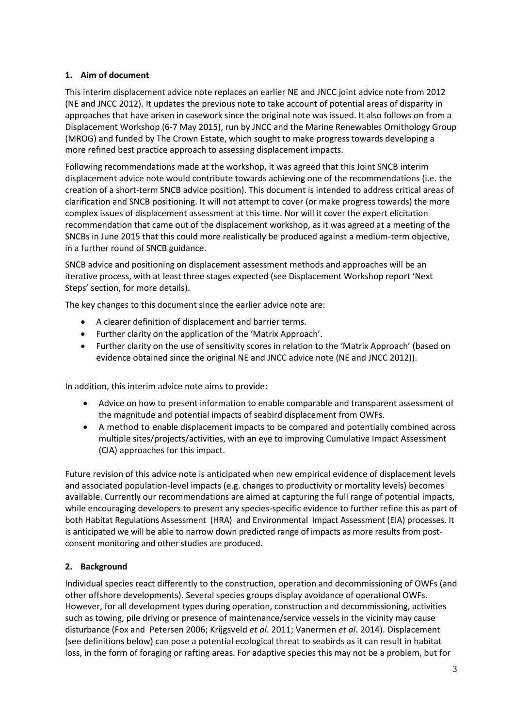## 1. Aim of document

This interim displacement advice note replaces an earlier NE and JNCC joint advice note from 2012 (NE and JNCC 2012). It updates the previous note to take account of potential areas of disparity in approaches that have arisen in casework since the original note was issued. It also follows on from a Displacement Workshop (6-7 May 2015), run by JNCC and the Marine Renewables Ornithology Group (MROG) and funded by The Crown Estate, which sought to make progress towards developing a more refined best practice approach to assessing displacement impacts.

Following recommendations made at the workshop, it was agreed that this Joint SNCB interim displacement advice note would contribute towards achieving one of the recommendations (i.e. the creation of a short-term SNCB advice position). This document is intended to address critical areas of clarification and SNCB positioning. It will not attempt to cover (or make progress towards) the more complex issues of displacement assessment at this time. Nor will it cover the expert elicitation recommendation that came out of the displacement workshop, as it was agreed at a meeting of the SNCBs in June 2015 that this could more realistically be produced against a medium-term objective, in a further round of SNCB guidance.

SNCB advice and positioning on displacement assessment methods and approaches will be an iterative process, with at least three stages expected (see Displacement Workshop report 'Next Steps' section, for more details).

The key changes to this document since the earlier advice note are:

- A clearer definition of displacement and barrier terms.
- Further clarity on the application of the 'Matrix Approach'.
- Further clarity on the use of sensitivity scores in relation to the 'Matrix Approach' (based on evidence obtained since the original NE and JNCC advice note (NE and JNCC 2012)).

In addition, this interim advice note aims to provide:

- Advice on how to present information to enable comparable and transparent assessment of the magnitude and potential impacts of seabird displacement from OWFs.
- A method to enable displacement impacts to be compared and potentially combined across multiple sites/projects/activities, with an eye to improving Cumulative Impact Assessment (CIA) approaches for this impact.

Future revision of this advice note is anticipated when new empirical evidence of displacement levels and associated population-level impacts (e.g. changes to productivity or mortality levels) becomes available. Currently our recommendations are aimed at capturing the full range of potential impacts, while encouraging developers to present any species-specific evidence to further refine this as part of both Habitat Regulations Assessment (HRA) and Environmental Impact Assessment (EIA) processes. It is anticipated we will be able to narrow down predicted range of impacts as more results from post-consent monitoring and other studies are produced.

## 2. Background

Individual species react differently to the construction, operation and decommissioning of OWFs (and other offshore developments). Several species groups display avoidance of operational OWFs. However, for all development types during operation, construction and decommissioning, activities such as towing, pile driving or presence of maintenance/service vessels in the vicinity may cause disturbance (Fox and Petersen 2006; Krijgsveld *et al*. 2011; Vanermen *et al*. 2014). Displacement (see definitions below) can pose a potential ecological threat to seabirds as it can result in habitat loss, in the form of foraging or rafting areas. For adaptive species this may not be a problem, but for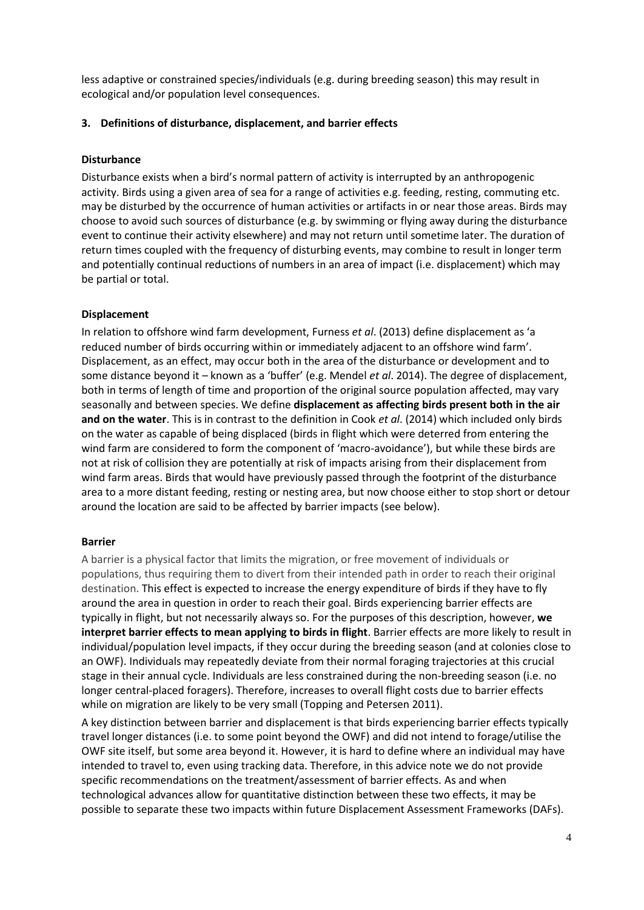less adaptive or constrained species/individuals (e.g. during breeding season) this may result in ecological and/or population level consequences.

## 3. Definitions of disturbance, displacement, and barrier effects

### Disturbance

Disturbance exists when a bird's normal pattern of activity is interrupted by an anthropogenic activity. Birds using a given area of sea for a range of activities e.g. feeding, resting, commuting etc. may be disturbed by the occurrence of human activities or artifacts in or near those areas. Birds may choose to avoid such sources of disturbance (e.g. by swimming or flying away during the disturbance event to continue their activity elsewhere) and may not return until sometime later. The duration of return times coupled with the frequency of disturbing events, may combine to result in longer term and potentially continual reductions of numbers in an area of impact (i.e. displacement) which may be partial or total.

### Displacement

In relation to offshore wind farm development, Furness *et al*. (2013) define displacement as 'a reduced number of birds occurring within or immediately adjacent to an offshore wind farm'. Displacement, as an effect, may occur both in the area of the disturbance or development and to some distance beyond it – known as a 'buffer' (e.g. Mendel *et al*. 2014). The degree of displacement, both in terms of length of time and proportion of the original source population affected, may vary seasonally and between species. We define **displacement as affecting birds present both in the air and on the water**. This is in contrast to the definition in Cook *et al*. (2014) which included only birds on the water as capable of being displaced (birds in flight which were deterred from entering the wind farm are considered to form the component of 'macro-avoidance'), but while these birds are not at risk of collision they are potentially at risk of impacts arising from their displacement from wind farm areas. Birds that would have previously passed through the footprint of the disturbance area to a more distant feeding, resting or nesting area, but now choose either to stop short or detour around the location are said to be affected by barrier impacts (see below).

### Barrier

A barrier is a physical factor that limits the migration, or free movement of individuals or populations, thus requiring them to divert from their intended path in order to reach their original destination. This effect is expected to increase the energy expenditure of birds if they have to fly around the area in question in order to reach their goal. Birds experiencing barrier effects are typically in flight, but not necessarily always so. For the purposes of this description, however, **we interpret barrier effects to mean applying to birds in flight**. Barrier effects are more likely to result in individual/population level impacts, if they occur during the breeding season (and at colonies close to an OWF). Individuals may repeatedly deviate from their normal foraging trajectories at this crucial stage in their annual cycle. Individuals are less constrained during the non-breeding season (i.e. no longer central-placed foragers). Therefore, increases to overall flight costs due to barrier effects while on migration are likely to be very small (Topping and Petersen 2011).

A key distinction between barrier and displacement is that birds experiencing barrier effects typically travel longer distances (i.e. to some point beyond the OWF) and did not intend to forage/utilise the OWF site itself, but some area beyond it. However, it is hard to define where an individual may have intended to travel to, even using tracking data. Therefore, in this advice note we do not provide specific recommendations on the treatment/assessment of barrier effects. As and when technological advances allow for quantitative distinction between these two effects, it may be possible to separate these two impacts within future Displacement Assessment Frameworks (DAFs).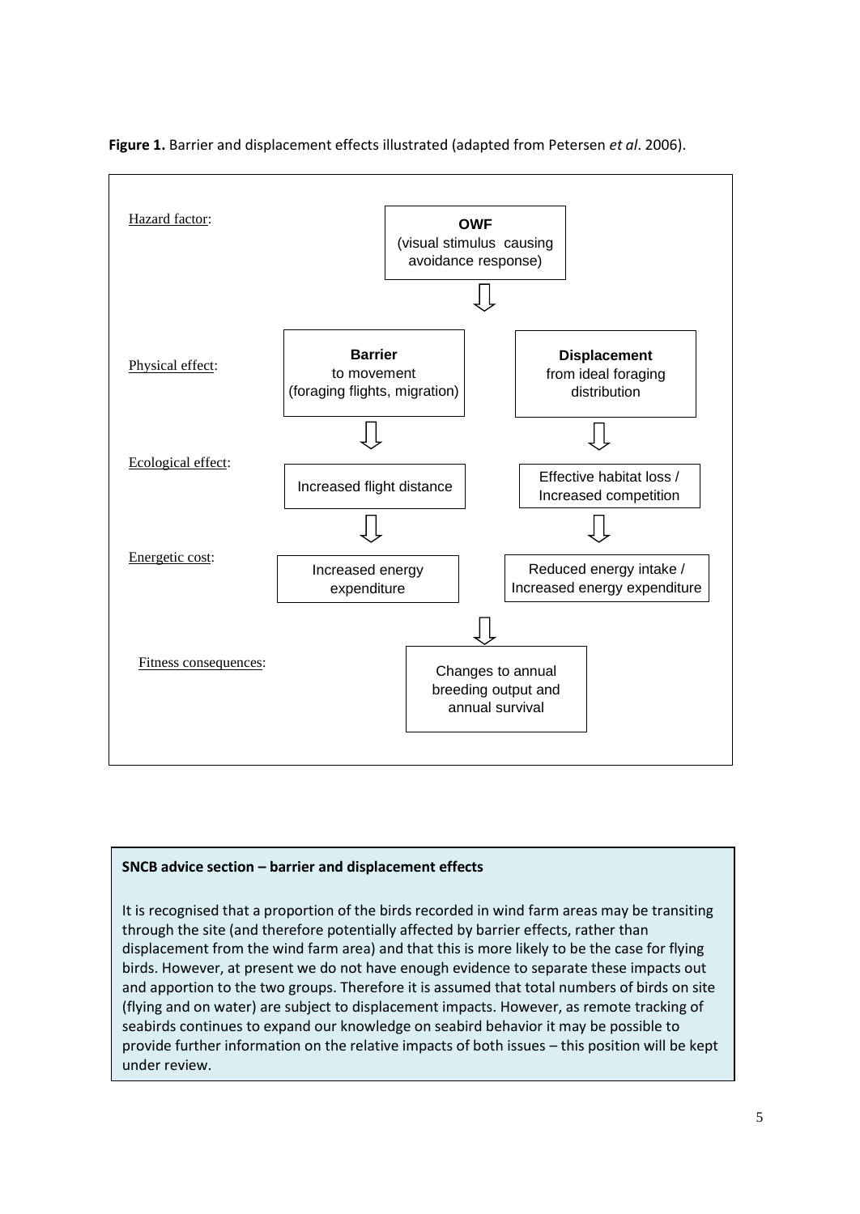**Figure 1.** Barrier and displacement effects illustrated (adapted from Petersen *et al*. 2006).

Hazard factor:

**OWF**
(visual stimulus causing avoidance response)

Physical effect:

**Barrier** to movement (foraging flights, migration)

**Displacement** from ideal foraging distribution

Ecological effect:

Increased flight distance

Effective habitat loss / Increased competition

Energetic cost:

Increased energy expenditure

Reduced energy intake / Increased energy expenditure

Fitness consequences:

Changes to annual breeding output and annual survival

**SNCB advice section – barrier and displacement effects**

It is recognised that a proportion of the birds recorded in wind farm areas may be transiting through the site (and therefore potentially affected by barrier effects, rather than displacement from the wind farm area) and that this is more likely to be the case for flying birds. However, at present we do not have enough evidence to separate these impacts out and apportion to the two groups. Therefore it is assumed that total numbers of birds on site (flying and on water) are subject to displacement impacts. However, as remote tracking of seabirds continues to expand our knowledge on seabird behavior it may be possible to provide further information on the relative impacts of both issues – this position will be kept under review.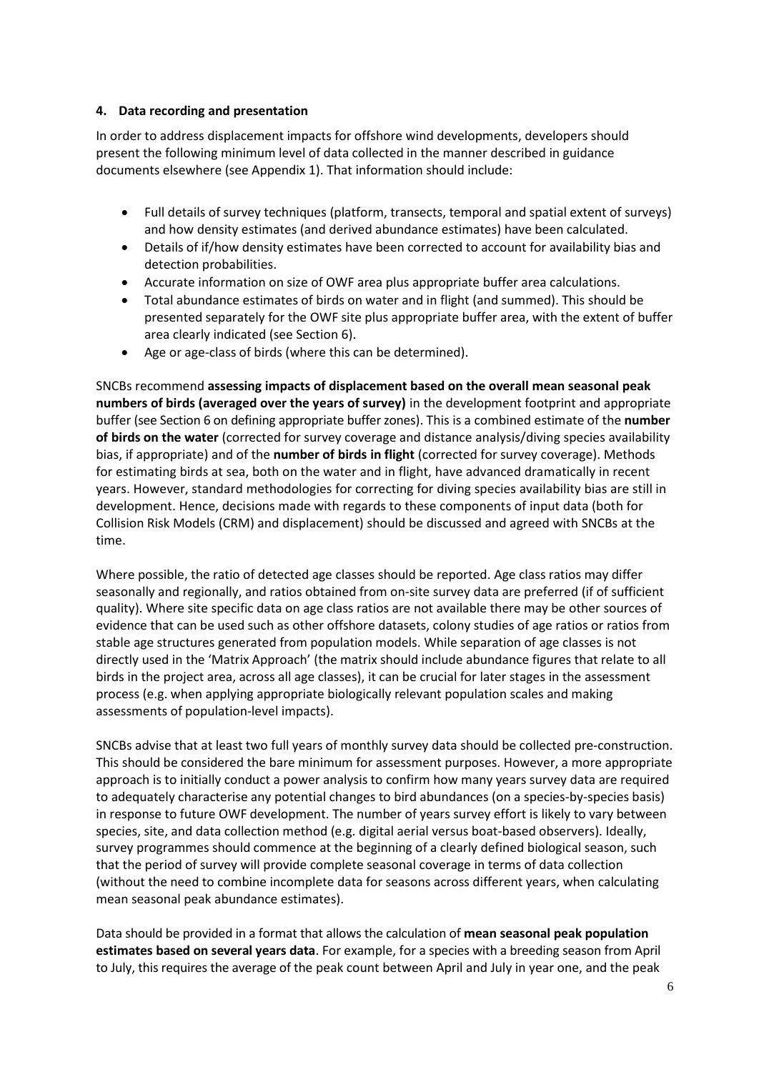## 4. Data recording and presentation

In order to address displacement impacts for offshore wind developments, developers should present the following minimum level of data collected in the manner described in guidance documents elsewhere (see Appendix 1). That information should include:

- Full details of survey techniques (platform, transects, temporal and spatial extent of surveys) and how density estimates (and derived abundance estimates) have been calculated.
- Details of if/how density estimates have been corrected to account for availability bias and detection probabilities.
- Accurate information on size of OWF area plus appropriate buffer area calculations.
- Total abundance estimates of birds on water and in flight (and summed). This should be presented separately for the OWF site plus appropriate buffer area, with the extent of buffer area clearly indicated (see Section 6).
- Age or age-class of birds (where this can be determined).

SNCBs recommend **assessing impacts of displacement based on the overall mean seasonal peak numbers of birds (averaged over the years of survey)** in the development footprint and appropriate buffer (see Section 6 on defining appropriate buffer zones). This is a combined estimate of the **number of birds on the water** (corrected for survey coverage and distance analysis/diving species availability bias, if appropriate) and of the **number of birds in flight** (corrected for survey coverage). Methods for estimating birds at sea, both on the water and in flight, have advanced dramatically in recent years. However, standard methodologies for correcting for diving species availability bias are still in development. Hence, decisions made with regards to these components of input data (both for Collision Risk Models (CRM) and displacement) should be discussed and agreed with SNCBs at the time.

Where possible, the ratio of detected age classes should be reported. Age class ratios may differ seasonally and regionally, and ratios obtained from on-site survey data are preferred (if of sufficient quality). Where site specific data on age class ratios are not available there may be other sources of evidence that can be used such as other offshore datasets, colony studies of age ratios or ratios from stable age structures generated from population models. While separation of age classes is not directly used in the 'Matrix Approach' (the matrix should include abundance figures that relate to all birds in the project area, across all age classes), it can be crucial for later stages in the assessment process (e.g. when applying appropriate biologically relevant population scales and making assessments of population-level impacts).

SNCBs advise that at least two full years of monthly survey data should be collected pre-construction. This should be considered the bare minimum for assessment purposes. However, a more appropriate approach is to initially conduct a power analysis to confirm how many years survey data are required to adequately characterise any potential changes to bird abundances (on a species-by-species basis) in response to future OWF development. The number of years survey effort is likely to vary between species, site, and data collection method (e.g. digital aerial versus boat-based observers). Ideally, survey programmes should commence at the beginning of a clearly defined biological season, such that the period of survey will provide complete seasonal coverage in terms of data collection (without the need to combine incomplete data for seasons across different years, when calculating mean seasonal peak abundance estimates).

Data should be provided in a format that allows the calculation of **mean seasonal peak population estimates based on several years data**. For example, for a species with a breeding season from April to July, this requires the average of the peak count between April and July in year one, and the peak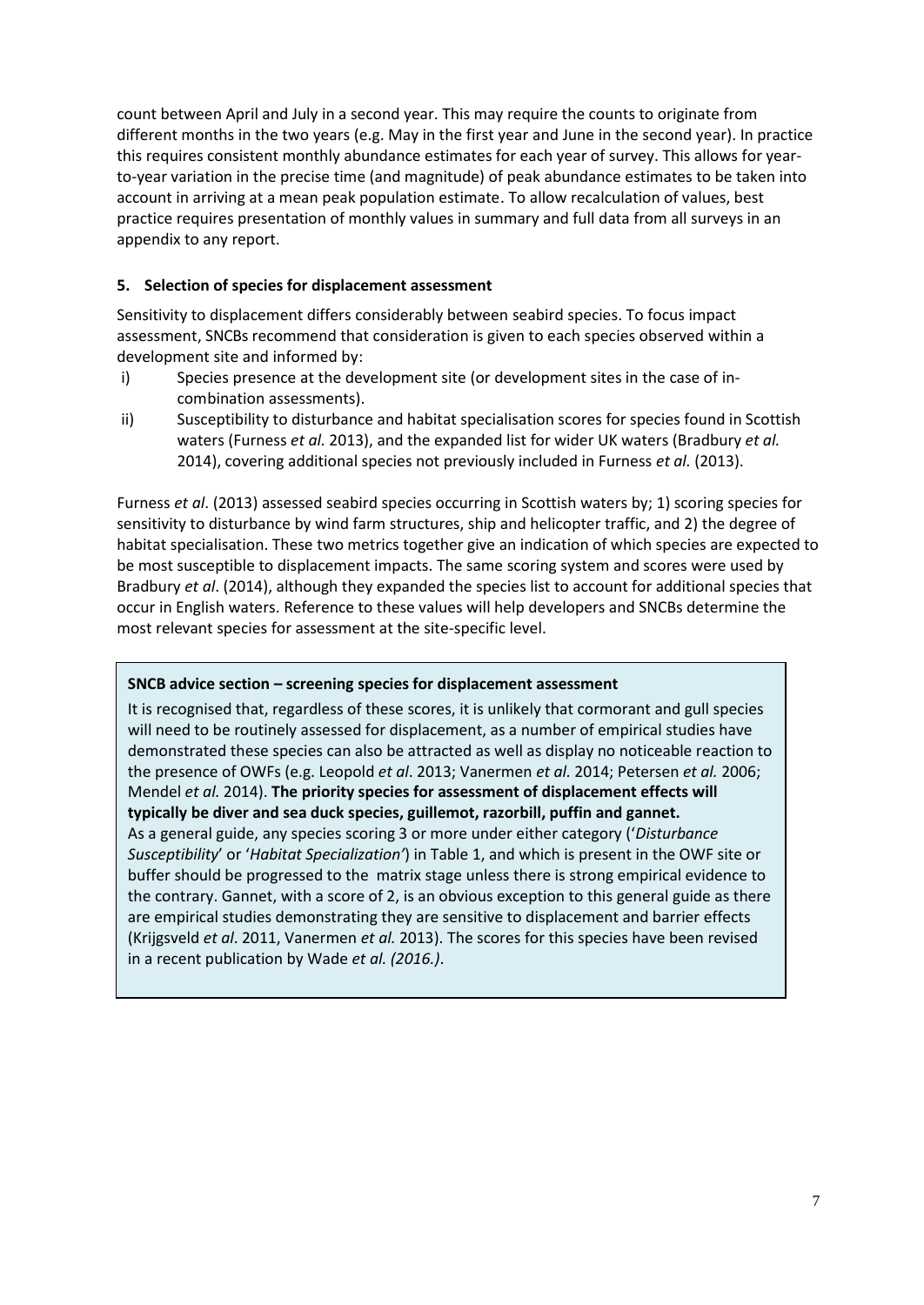count between April and July in a second year. This may require the counts to originate from different months in the two years (e.g. May in the first year and June in the second year). In practice this requires consistent monthly abundance estimates for each year of survey. This allows for year-to-year variation in the precise time (and magnitude) of peak abundance estimates to be taken into account in arriving at a mean peak population estimate. To allow recalculation of values, best practice requires presentation of monthly values in summary and full data from all surveys in an appendix to any report.

## 5. Selection of species for displacement assessment

Sensitivity to displacement differs considerably between seabird species. To focus impact assessment, SNCBs recommend that consideration is given to each species observed within a development site and informed by:

i) Species presence at the development site (or development sites in the case of in-combination assessments).
ii) Susceptibility to disturbance and habitat specialisation scores for species found in Scottish waters (Furness *et al.* 2013), and the expanded list for wider UK waters (Bradbury *et al.* 2014), covering additional species not previously included in Furness *et al.* (2013).

Furness *et al*. (2013) assessed seabird species occurring in Scottish waters by; 1) scoring species for sensitivity to disturbance by wind farm structures, ship and helicopter traffic, and 2) the degree of habitat specialisation. These two metrics together give an indication of which species are expected to be most susceptible to displacement impacts. The same scoring system and scores were used by Bradbury *et al*. (2014), although they expanded the species list to account for additional species that occur in English waters. Reference to these values will help developers and SNCBs determine the most relevant species for assessment at the site-specific level.

**SNCB advice section – screening species for displacement assessment**

It is recognised that, regardless of these scores, it is unlikely that cormorant and gull species will need to be routinely assessed for displacement, as a number of empirical studies have demonstrated these species can also be attracted as well as display no noticeable reaction to the presence of OWFs (e.g. Leopold *et al*. 2013; Vanermen *et al.* 2014; Petersen *et al.* 2006; Mendel *et al.* 2014). **The priority species for assessment of displacement effects will typically be diver and sea duck species, guillemot, razorbill, puffin and gannet.**
As a general guide, any species scoring 3 or more under either category ('*Disturbance Susceptibility*' or '*Habitat Specialization'*) in Table 1, and which is present in the OWF site or buffer should be progressed to the matrix stage unless there is strong empirical evidence to the contrary. Gannet, with a score of 2, is an obvious exception to this general guide as there are empirical studies demonstrating they are sensitive to displacement and barrier effects (Krijgsveld *et al*. 2011, Vanermen *et al.* 2013). The scores for this species have been revised in a recent publication by Wade *et al. (2016.)*.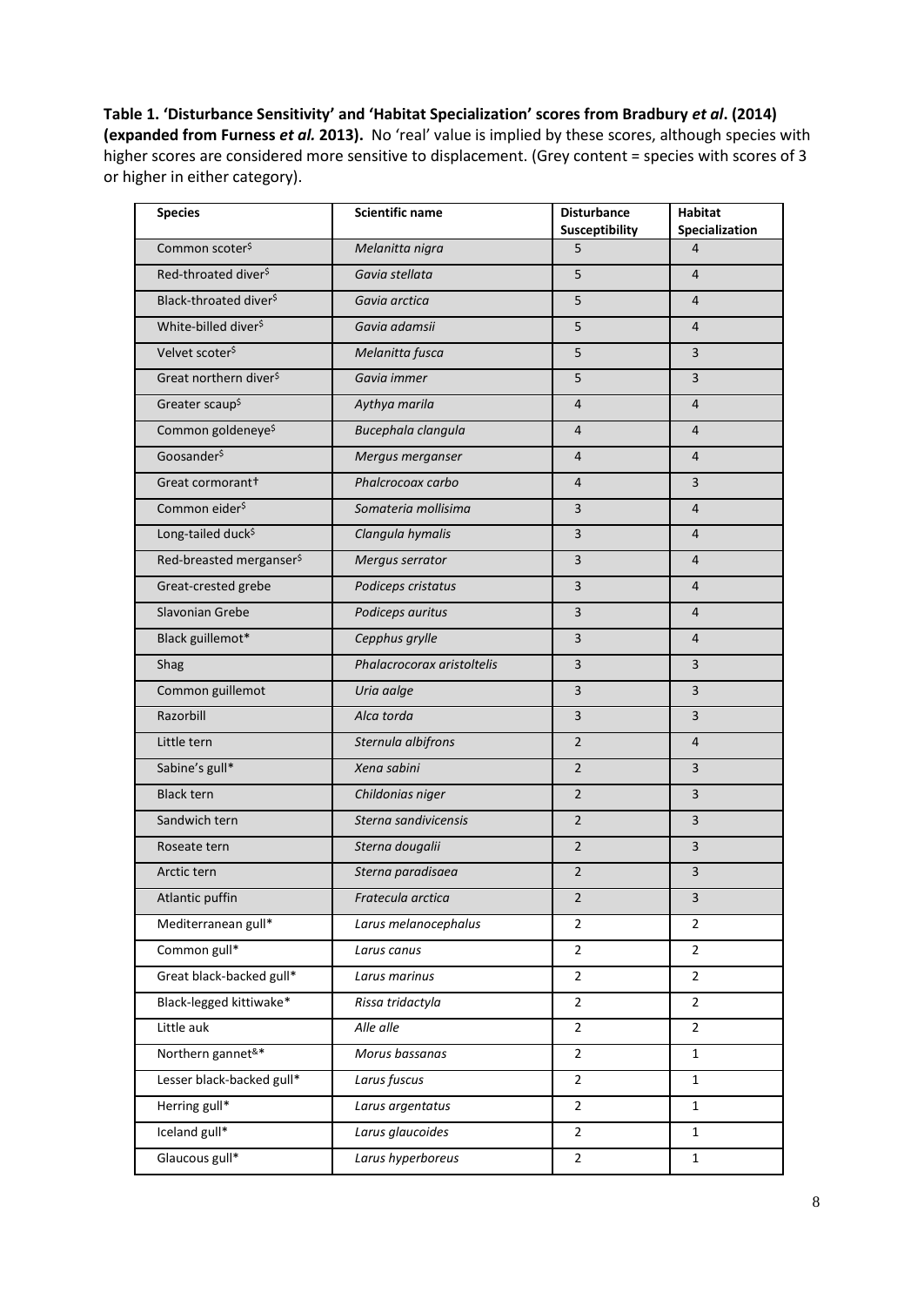**Table 1. 'Disturbance Sensitivity' and 'Habitat Specialization' scores from Bradbury *et al*. (2014) (expanded from Furness *et al.* 2013).** No 'real' value is implied by these scores, although species with higher scores are considered more sensitive to displacement. (Grey content = species with scores of 3 or higher in either category).

| Species | Scientific name | Disturbance Susceptibility | Habitat Specialization |
|---|---|---|---|
| Common scoter$ | *Melanitta nigra* | 5 | 4 |
| Red-throated diver$ | *Gavia stellata* | 5 | 4 |
| Black-throated diver$ | *Gavia arctica* | 5 | 4 |
| White-billed diver$ | *Gavia adamsii* | 5 | 4 |
| Velvet scoter$ | *Melanitta fusca* | 5 | 3 |
| Great northern diver$ | *Gavia immer* | 5 | 3 |
| Greater scaup$ | *Aythya marila* | 4 | 4 |
| Common goldeneye$ | *Bucephala clangula* | 4 | 4 |
| Goosander$ | *Mergus merganser* | 4 | 4 |
| Great cormorant† | *Phalcrocoax carbo* | 4 | 3 |
| Common eider$ | *Somateria mollisima* | 3 | 4 |
| Long-tailed duck$ | *Clangula hymalis* | 3 | 4 |
| Red-breasted merganser$ | *Mergus serrator* | 3 | 4 |
| Great-crested grebe | *Podiceps cristatus* | 3 | 4 |
| Slavonian Grebe | *Podiceps auritus* | 3 | 4 |
| Black guillemot* | *Cepphus grylle* | 3 | 4 |
| Shag | *Phalcrocorax aristoltelis* | 3 | 3 |
| Common guillemot | *Uria aalge* | 3 | 3 |
| Razorbill | *Alca torda* | 3 | 3 |
| Little tern | *Sternula albifrons* | 2 | 4 |
| Sabine's gull* | *Xena sabini* | 2 | 3 |
| Black tern | *Childonias niger* | 2 | 3 |
| Sandwich tern | *Sterna sandivicensis* | 2 | 3 |
| Roseate tern | *Sterna dougalii* | 2 | 3 |
| Arctic tern | *Sterna paradisaea* | 2 | 3 |
| Atlantic puffin | *Fratecula arctica* | 2 | 3 |
| Mediterranean gull* | *Larus melanocephalus* | 2 | 2 |
| Common gull* | *Larus canus* | 2 | 2 |
| Great black-backed gull* | *Larus marinus* | 2 | 2 |
| Black-legged kittiwake* | *Rissa tridactyla* | 2 | 2 |
| Little auk | *Alle alle* | 2 | 2 |
| Northern gannet&* | *Morus bassanas* | 2 | 1 |
| Lesser black-backed gull* | *Larus fuscus* | 2 | 1 |
| Herring gull* | *Larus argentatus* | 2 | 1 |
| Iceland gull* | *Larus glaucoides* | 2 | 1 |
| Glaucous gull* | *Larus hyperboreus* | 2 | 1 |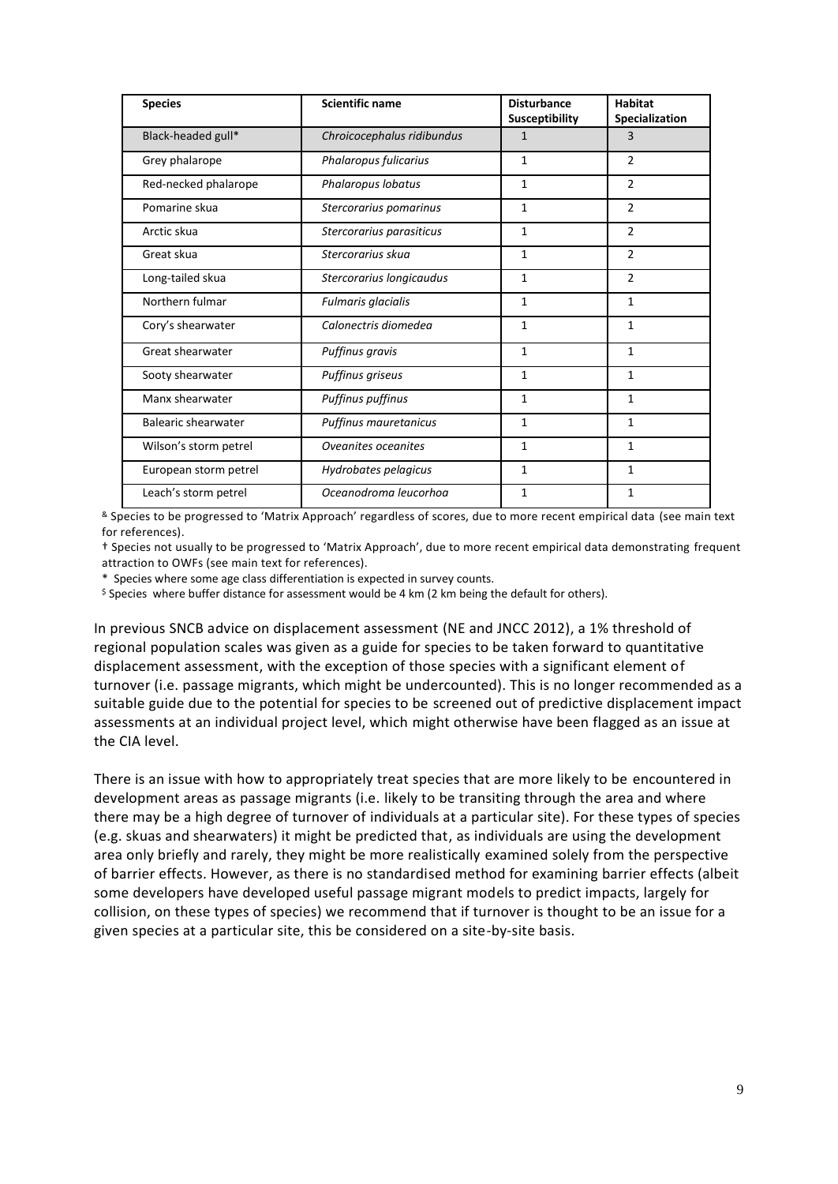| Species | Scientific name | Disturbance Susceptibility | Habitat Specialization |
|---|---|---|---|
| Black-headed gull* | *Chroicocephalus ridibundus* | 1 | 3 |
| Grey phalarope | *Phalaropus fulicarius* | 1 | 2 |
| Red-necked phalarope | *Phalaropus lobatus* | 1 | 2 |
| Pomarine skua | *Stercorarius pomarinus* | 1 | 2 |
| Arctic skua | *Stercorarius parasiticus* | 1 | 2 |
| Great skua | *Stercorarius skua* | 1 | 2 |
| Long-tailed skua | *Stercorarius longicaudus* | 1 | 2 |
| Northern fulmar | *Fulmaris glacialis* | 1 | 1 |
| Cory's shearwater | *Calonectris diomedea* | 1 | 1 |
| Great shearwater | *Puffinus gravis* | 1 | 1 |
| Sooty shearwater | *Puffinus griseus* | 1 | 1 |
| Manx shearwater | *Puffinus puffinus* | 1 | 1 |
| Balearic shearwater | *Puffinus mauretanicus* | 1 | 1 |
| Wilson's storm petrel | *Oveanites oceanites* | 1 | 1 |
| European storm petrel | *Hydrobates pelagicus* | 1 | 1 |
| Leach's storm petrel | *Oceanodroma leucorhoa* | 1 | 1 |

& Species to be progressed to 'Matrix Approach' regardless of scores, due to more recent empirical data (see main text for references).

† Species not usually to be progressed to 'Matrix Approach', due to more recent empirical data demonstrating frequent attraction to OWFs (see main text for references).

\* Species where some age class differentiation is expected in survey counts.

$ Species where buffer distance for assessment would be 4 km (2 km being the default for others).

In previous SNCB advice on displacement assessment (NE and JNCC 2012), a 1% threshold of regional population scales was given as a guide for species to be taken forward to quantitative displacement assessment, with the exception of those species with a significant element of turnover (i.e. passage migrants, which might be undercounted). This is no longer recommended as a suitable guide due to the potential for species to be screened out of predictive displacement impact assessments at an individual project level, which might otherwise have been flagged as an issue at the CIA level.

There is an issue with how to appropriately treat species that are more likely to be encountered in development areas as passage migrants (i.e. likely to be transiting through the area and where there may be a high degree of turnover of individuals at a particular site). For these types of species (e.g. skuas and shearwaters) it might be predicted that, as individuals are using the development area only briefly and rarely, they might be more realistically examined solely from the perspective of barrier effects. However, as there is no standardised method for examining barrier effects (albeit some developers have developed useful passage migrant models to predict impacts, largely for collision, on these types of species) we recommend that if turnover is thought to be an issue for a given species at a particular site, this be considered on a site-by-site basis.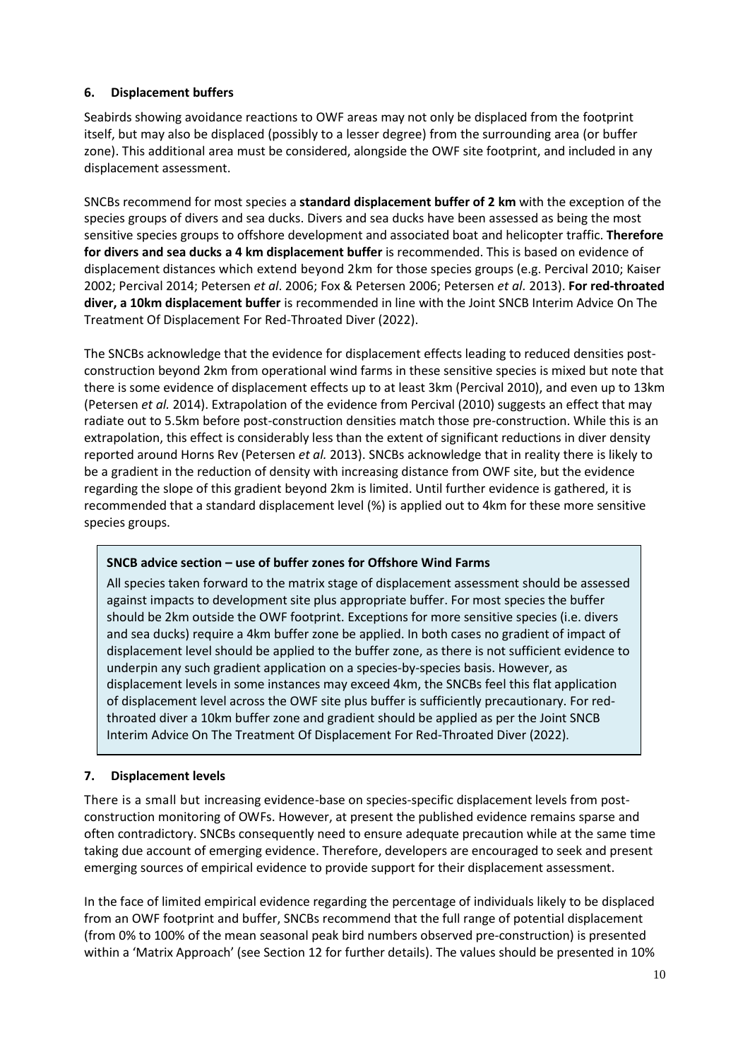## 6. Displacement buffers

Seabirds showing avoidance reactions to OWF areas may not only be displaced from the footprint itself, but may also be displaced (possibly to a lesser degree) from the surrounding area (or buffer zone). This additional area must be considered, alongside the OWF site footprint, and included in any displacement assessment.

SNCBs recommend for most species a **standard displacement buffer of 2 km** with the exception of the species groups of divers and sea ducks. Divers and sea ducks have been assessed as being the most sensitive species groups to offshore development and associated boat and helicopter traffic. **Therefore for divers and sea ducks a 4 km displacement buffer** is recommended. This is based on evidence of displacement distances which extend beyond 2km for those species groups (e.g. Percival 2010; Kaiser 2002; Percival 2014; Petersen *et al*. 2006; Fox & Petersen 2006; Petersen *et al*. 2013). **For red-throated diver, a 10km displacement buffer** is recommended in line with the Joint SNCB Interim Advice On The Treatment Of Displacement For Red-Throated Diver (2022).

The SNCBs acknowledge that the evidence for displacement effects leading to reduced densities post-construction beyond 2km from operational wind farms in these sensitive species is mixed but note that there is some evidence of displacement effects up to at least 3km (Percival 2010), and even up to 13km (Petersen *et al.* 2014). Extrapolation of the evidence from Percival (2010) suggests an effect that may radiate out to 5.5km before post-construction densities match those pre-construction. While this is an extrapolation, this effect is considerably less than the extent of significant reductions in diver density reported around Horns Rev (Petersen *et al.* 2013). SNCBs acknowledge that in reality there is likely to be a gradient in the reduction of density with increasing distance from OWF site, but the evidence regarding the slope of this gradient beyond 2km is limited. Until further evidence is gathered, it is recommended that a standard displacement level (%) is applied out to 4km for these more sensitive species groups.

> **SNCB advice section – use of buffer zones for Offshore Wind Farms**
>
> All species taken forward to the matrix stage of displacement assessment should be assessed against impacts to development site plus appropriate buffer. For most species the buffer should be 2km outside the OWF footprint. Exceptions for more sensitive species (i.e. divers and sea ducks) require a 4km buffer zone be applied. In both cases no gradient of impact of displacement level should be applied to the buffer zone, as there is not sufficient evidence to underpin any such gradient application on a species-by-species basis. However, as displacement levels in some instances may exceed 4km, the SNCBs feel this flat application of displacement level across the OWF site plus buffer is sufficiently precautionary. For red-throated diver a 10km buffer zone and gradient should be applied as per the Joint SNCB Interim Advice On The Treatment Of Displacement For Red-Throated Diver (2022).

## 7. Displacement levels

There is a small but increasing evidence-base on species-specific displacement levels from post-construction monitoring of OWFs. However, at present the published evidence remains sparse and often contradictory. SNCBs consequently need to ensure adequate precaution while at the same time taking due account of emerging evidence. Therefore, developers are encouraged to seek and present emerging sources of empirical evidence to provide support for their displacement assessment.

In the face of limited empirical evidence regarding the percentage of individuals likely to be displaced from an OWF footprint and buffer, SNCBs recommend that the full range of potential displacement (from 0% to 100% of the mean seasonal peak bird numbers observed pre-construction) is presented within a 'Matrix Approach' (see Section 12 for further details). The values should be presented in 10%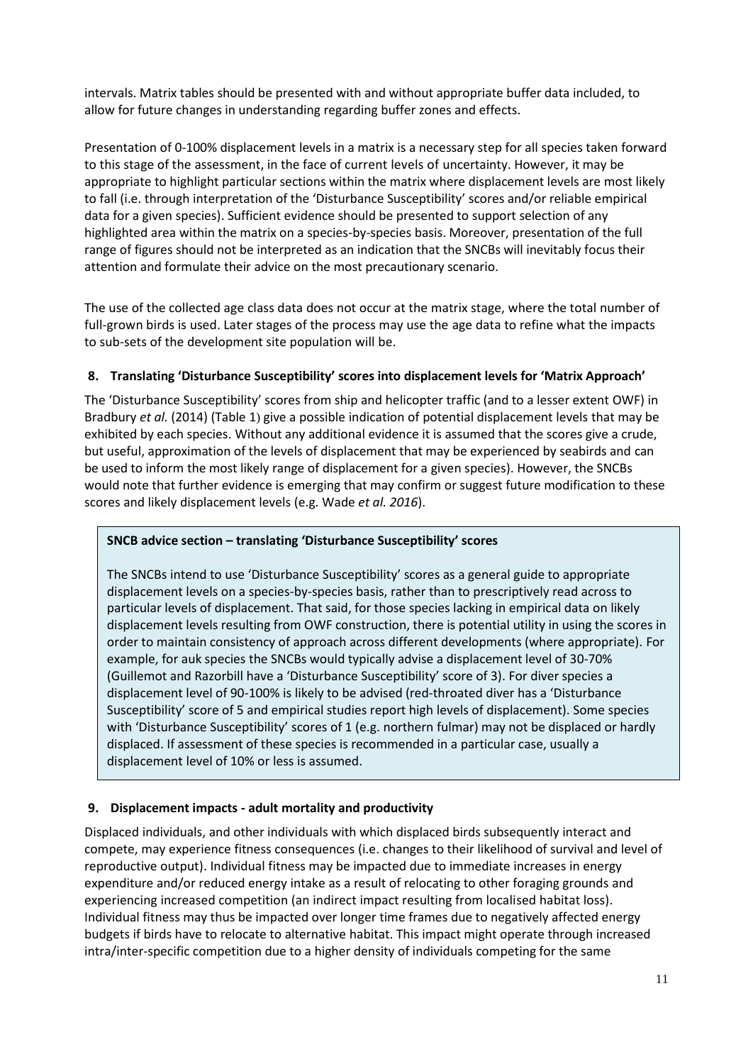intervals. Matrix tables should be presented with and without appropriate buffer data included, to allow for future changes in understanding regarding buffer zones and effects.

Presentation of 0-100% displacement levels in a matrix is a necessary step for all species taken forward to this stage of the assessment, in the face of current levels of uncertainty. However, it may be appropriate to highlight particular sections within the matrix where displacement levels are most likely to fall (i.e. through interpretation of the 'Disturbance Susceptibility' scores and/or reliable empirical data for a given species). Sufficient evidence should be presented to support selection of any highlighted area within the matrix on a species-by-species basis. Moreover, presentation of the full range of figures should not be interpreted as an indication that the SNCBs will inevitably focus their attention and formulate their advice on the most precautionary scenario.

The use of the collected age class data does not occur at the matrix stage, where the total number of full-grown birds is used. Later stages of the process may use the age data to refine what the impacts to sub-sets of the development site population will be.

## 8. Translating 'Disturbance Susceptibility' scores into displacement levels for 'Matrix Approach'

The 'Disturbance Susceptibility' scores from ship and helicopter traffic (and to a lesser extent OWF) in Bradbury *et al.* (2014) (Table 1) give a possible indication of potential displacement levels that may be exhibited by each species. Without any additional evidence it is assumed that the scores give a crude, but useful, approximation of the levels of displacement that may be experienced by seabirds and can be used to inform the most likely range of displacement for a given species). However, the SNCBs would note that further evidence is emerging that may confirm or suggest future modification to these scores and likely displacement levels (e.g. Wade *et al. 2016*).

**SNCB advice section – translating 'Disturbance Susceptibility' scores**

The SNCBs intend to use 'Disturbance Susceptibility' scores as a general guide to appropriate displacement levels on a species-by-species basis, rather than to prescriptively read across to particular levels of displacement. That said, for those species lacking in empirical data on likely displacement levels resulting from OWF construction, there is potential utility in using the scores in order to maintain consistency of approach across different developments (where appropriate). For example, for auk species the SNCBs would typically advise a displacement level of 30-70% (Guillemot and Razorbill have a 'Disturbance Susceptibility' score of 3). For diver species a displacement level of 90-100% is likely to be advised (red-throated diver has a 'Disturbance Susceptibility' score of 5 and empirical studies report high levels of displacement). Some species with 'Disturbance Susceptibility' scores of 1 (e.g. northern fulmar) may not be displaced or hardly displaced. If assessment of these species is recommended in a particular case, usually a displacement level of 10% or less is assumed.

## 9. Displacement impacts - adult mortality and productivity

Displaced individuals, and other individuals with which displaced birds subsequently interact and compete, may experience fitness consequences (i.e. changes to their likelihood of survival and level of reproductive output). Individual fitness may be impacted due to immediate increases in energy expenditure and/or reduced energy intake as a result of relocating to other foraging grounds and experiencing increased competition (an indirect impact resulting from localised habitat loss). Individual fitness may thus be impacted over longer time frames due to negatively affected energy budgets if birds have to relocate to alternative habitat. This impact might operate through increased intra/inter-specific competition due to a higher density of individuals competing for the same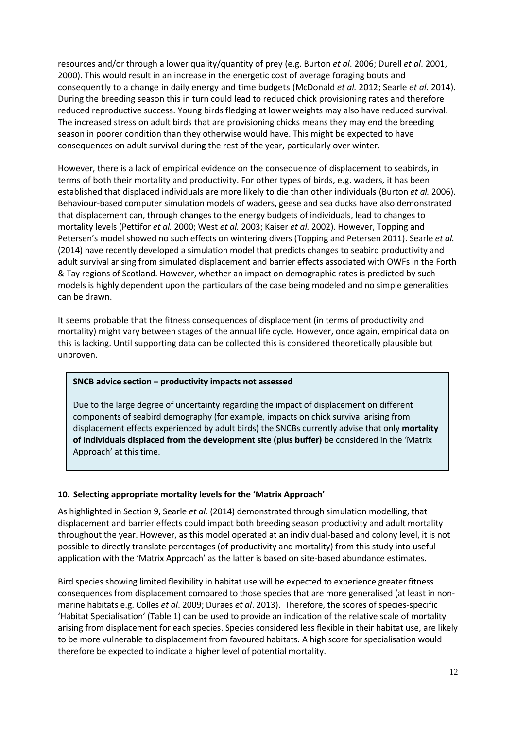resources and/or through a lower quality/quantity of prey (e.g. Burton *et al*. 2006; Durell *et al*. 2001, 2000). This would result in an increase in the energetic cost of average foraging bouts and consequently to a change in daily energy and time budgets (McDonald *et al.* 2012; Searle *et al.* 2014). During the breeding season this in turn could lead to reduced chick provisioning rates and therefore reduced reproductive success. Young birds fledging at lower weights may also have reduced survival. The increased stress on adult birds that are provisioning chicks means they may end the breeding season in poorer condition than they otherwise would have. This might be expected to have consequences on adult survival during the rest of the year, particularly over winter.

However, there is a lack of empirical evidence on the consequence of displacement to seabirds, in terms of both their mortality and productivity. For other types of birds, e.g. waders, it has been established that displaced individuals are more likely to die than other individuals (Burton *et al.* 2006). Behaviour-based computer simulation models of waders, geese and sea ducks have also demonstrated that displacement can, through changes to the energy budgets of individuals, lead to changes to mortality levels (Pettifor *et al.* 2000; West *et al.* 2003; Kaiser *et al.* 2002). However, Topping and Petersen's model showed no such effects on wintering divers (Topping and Petersen 2011). Searle *et al.* (2014) have recently developed a simulation model that predicts changes to seabird productivity and adult survival arising from simulated displacement and barrier effects associated with OWFs in the Forth & Tay regions of Scotland. However, whether an impact on demographic rates is predicted by such models is highly dependent upon the particulars of the case being modeled and no simple generalities can be drawn.

It seems probable that the fitness consequences of displacement (in terms of productivity and mortality) might vary between stages of the annual life cycle. However, once again, empirical data on this is lacking. Until supporting data can be collected this is considered theoretically plausible but unproven.

**SNCB advice section – productivity impacts not assessed**

Due to the large degree of uncertainty regarding the impact of displacement on different components of seabird demography (for example, impacts on chick survival arising from displacement effects experienced by adult birds) the SNCBs currently advise that only **mortality of individuals displaced from the development site (plus buffer)** be considered in the 'Matrix Approach' at this time.

### 10. Selecting appropriate mortality levels for the 'Matrix Approach'

As highlighted in Section 9, Searle *et al.* (2014) demonstrated through simulation modelling, that displacement and barrier effects could impact both breeding season productivity and adult mortality throughout the year. However, as this model operated at an individual-based and colony level, it is not possible to directly translate percentages (of productivity and mortality) from this study into useful application with the 'Matrix Approach' as the latter is based on site-based abundance estimates.

Bird species showing limited flexibility in habitat use will be expected to experience greater fitness consequences from displacement compared to those species that are more generalised (at least in non-marine habitats e.g. Colles *et al*. 2009; Duraes *et al*. 2013). Therefore, the scores of species-specific 'Habitat Specialisation' (Table 1) can be used to provide an indication of the relative scale of mortality arising from displacement for each species. Species considered less flexible in their habitat use, are likely to be more vulnerable to displacement from favoured habitats. A high score for specialisation would therefore be expected to indicate a higher level of potential mortality.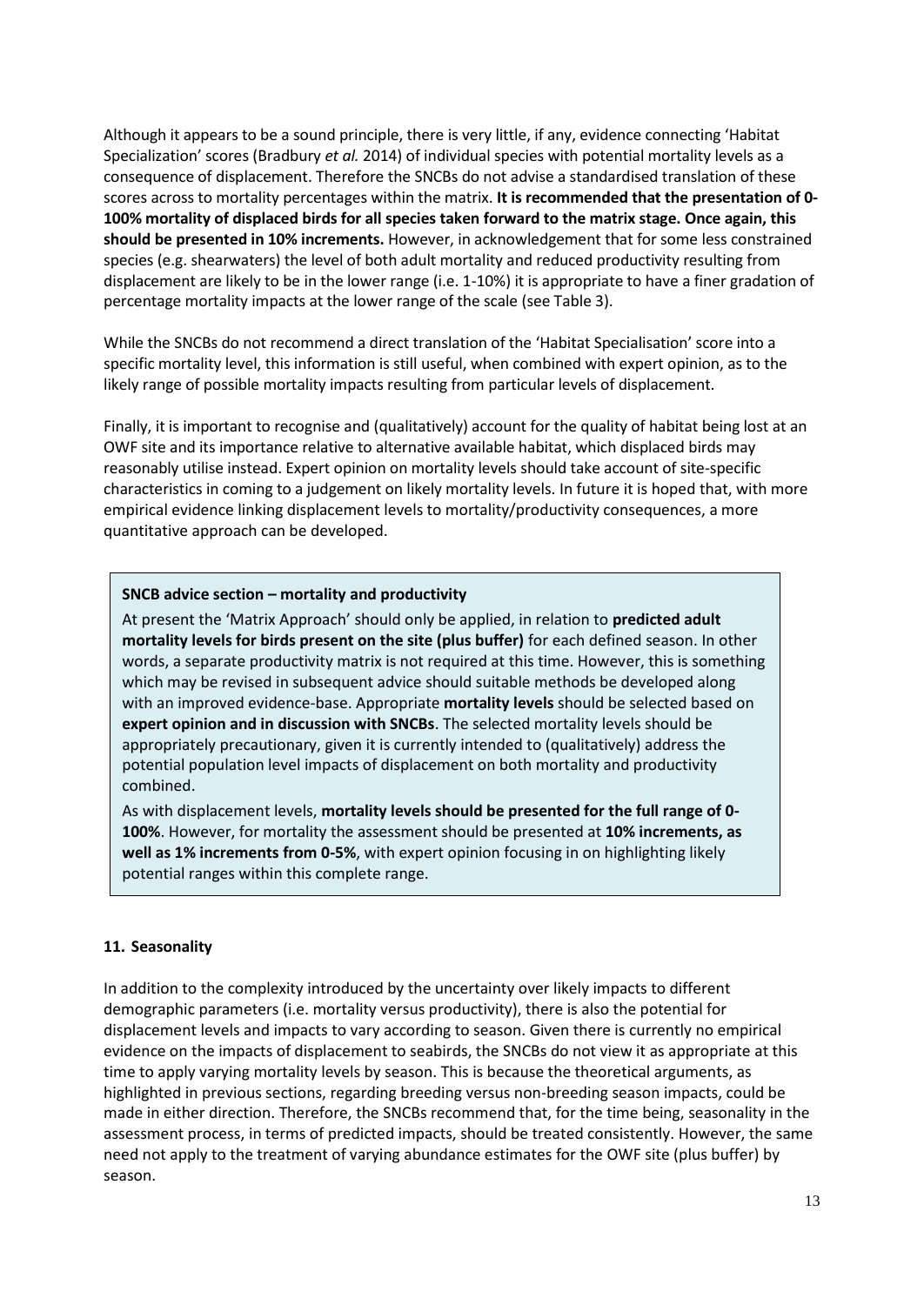Although it appears to be a sound principle, there is very little, if any, evidence connecting 'Habitat Specialization' scores (Bradbury *et al.* 2014) of individual species with potential mortality levels as a consequence of displacement. Therefore the SNCBs do not advise a standardised translation of these scores across to mortality percentages within the matrix. **It is recommended that the presentation of 0-100% mortality of displaced birds for all species taken forward to the matrix stage. Once again, this should be presented in 10% increments.** However, in acknowledgement that for some less constrained species (e.g. shearwaters) the level of both adult mortality and reduced productivity resulting from displacement are likely to be in the lower range (i.e. 1-10%) it is appropriate to have a finer gradation of percentage mortality impacts at the lower range of the scale (see Table 3).

While the SNCBs do not recommend a direct translation of the 'Habitat Specialisation' score into a specific mortality level, this information is still useful, when combined with expert opinion, as to the likely range of possible mortality impacts resulting from particular levels of displacement.

Finally, it is important to recognise and (qualitatively) account for the quality of habitat being lost at an OWF site and its importance relative to alternative available habitat, which displaced birds may reasonably utilise instead. Expert opinion on mortality levels should take account of site-specific characteristics in coming to a judgement on likely mortality levels. In future it is hoped that, with more empirical evidence linking displacement levels to mortality/productivity consequences, a more quantitative approach can be developed.

**SNCB advice section – mortality and productivity**

At present the 'Matrix Approach' should only be applied, in relation to **predicted adult mortality levels for birds present on the site (plus buffer)** for each defined season. In other words, a separate productivity matrix is not required at this time. However, this is something which may be revised in subsequent advice should suitable methods be developed along with an improved evidence-base. Appropriate **mortality levels** should be selected based on **expert opinion and in discussion with SNCBs**. The selected mortality levels should be appropriately precautionary, given it is currently intended to (qualitatively) address the potential population level impacts of displacement on both mortality and productivity combined.

As with displacement levels, **mortality levels should be presented for the full range of 0-100%**. However, for mortality the assessment should be presented at **10% increments, as well as 1% increments from 0-5%**, with expert opinion focusing in on highlighting likely potential ranges within this complete range.

## 11. Seasonality

In addition to the complexity introduced by the uncertainty over likely impacts to different demographic parameters (i.e. mortality versus productivity), there is also the potential for displacement levels and impacts to vary according to season. Given there is currently no empirical evidence on the impacts of displacement to seabirds, the SNCBs do not view it as appropriate at this time to apply varying mortality levels by season. This is because the theoretical arguments, as highlighted in previous sections, regarding breeding versus non-breeding season impacts, could be made in either direction. Therefore, the SNCBs recommend that, for the time being, seasonality in the assessment process, in terms of predicted impacts, should be treated consistently. However, the same need not apply to the treatment of varying abundance estimates for the OWF site (plus buffer) by season.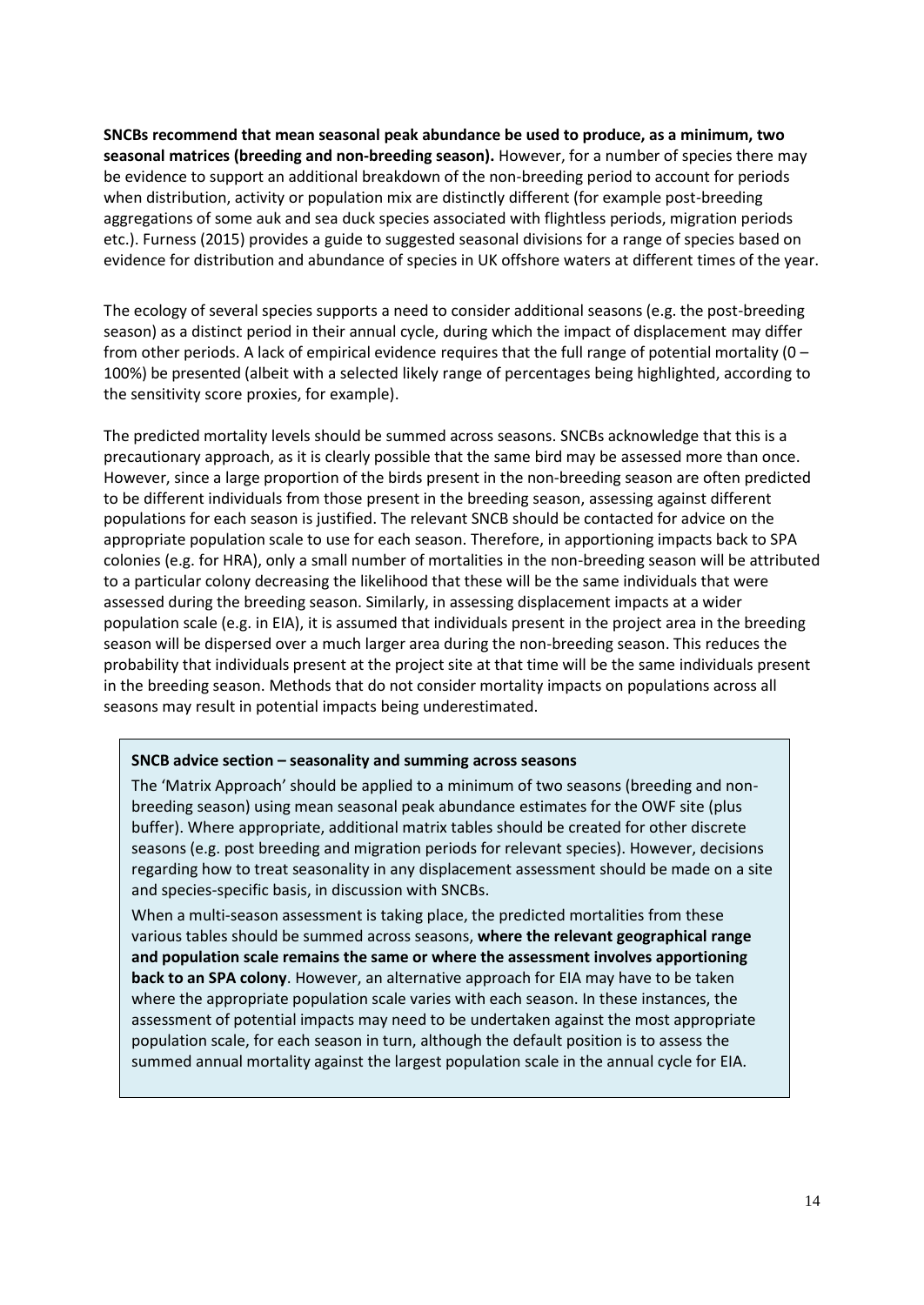**SNCBs recommend that mean seasonal peak abundance be used to produce, as a minimum, two seasonal matrices (breeding and non-breeding season).** However, for a number of species there may be evidence to support an additional breakdown of the non-breeding period to account for periods when distribution, activity or population mix are distinctly different (for example post-breeding aggregations of some auk and sea duck species associated with flightless periods, migration periods etc.). Furness (2015) provides a guide to suggested seasonal divisions for a range of species based on evidence for distribution and abundance of species in UK offshore waters at different times of the year.

The ecology of several species supports a need to consider additional seasons (e.g. the post-breeding season) as a distinct period in their annual cycle, during which the impact of displacement may differ from other periods. A lack of empirical evidence requires that the full range of potential mortality (0 – 100%) be presented (albeit with a selected likely range of percentages being highlighted, according to the sensitivity score proxies, for example).

The predicted mortality levels should be summed across seasons. SNCBs acknowledge that this is a precautionary approach, as it is clearly possible that the same bird may be assessed more than once. However, since a large proportion of the birds present in the non-breeding season are often predicted to be different individuals from those present in the breeding season, assessing against different populations for each season is justified. The relevant SNCB should be contacted for advice on the appropriate population scale to use for each season. Therefore, in apportioning impacts back to SPA colonies (e.g. for HRA), only a small number of mortalities in the non-breeding season will be attributed to a particular colony decreasing the likelihood that these will be the same individuals that were assessed during the breeding season. Similarly, in assessing displacement impacts at a wider population scale (e.g. in EIA), it is assumed that individuals present in the project area in the breeding season will be dispersed over a much larger area during the non-breeding season. This reduces the probability that individuals present at the project site at that time will be the same individuals present in the breeding season. Methods that do not consider mortality impacts on populations across all seasons may result in potential impacts being underestimated.

**SNCB advice section – seasonality and summing across seasons**

The 'Matrix Approach' should be applied to a minimum of two seasons (breeding and non-breeding season) using mean seasonal peak abundance estimates for the OWF site (plus buffer). Where appropriate, additional matrix tables should be created for other discrete seasons (e.g. post breeding and migration periods for relevant species). However, decisions regarding how to treat seasonality in any displacement assessment should be made on a site and species-specific basis, in discussion with SNCBs.

When a multi-season assessment is taking place, the predicted mortalities from these various tables should be summed across seasons, **where the relevant geographical range and population scale remains the same or where the assessment involves apportioning back to an SPA colony**. However, an alternative approach for EIA may have to be taken where the appropriate population scale varies with each season. In these instances, the assessment of potential impacts may need to be undertaken against the most appropriate population scale, for each season in turn, although the default position is to assess the summed annual mortality against the largest population scale in the annual cycle for EIA.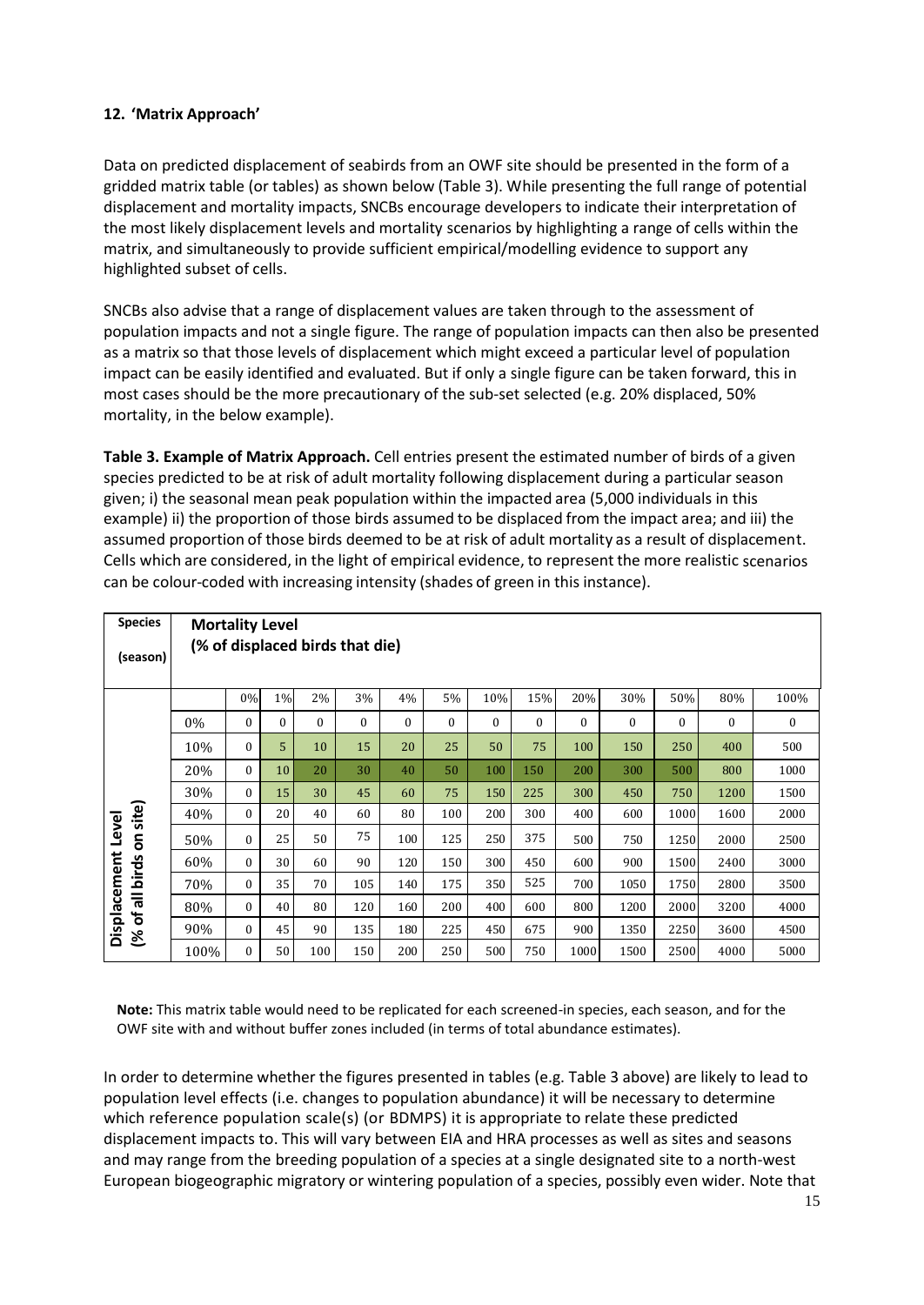#### 12. 'Matrix Approach'

Data on predicted displacement of seabirds from an OWF site should be presented in the form of a gridded matrix table (or tables) as shown below (Table 3). While presenting the full range of potential displacement and mortality impacts, SNCBs encourage developers to indicate their interpretation of the most likely displacement levels and mortality scenarios by highlighting a range of cells within the matrix, and simultaneously to provide sufficient empirical/modelling evidence to support any highlighted subset of cells.

SNCBs also advise that a range of displacement values are taken through to the assessment of population impacts and not a single figure. The range of population impacts can then also be presented as a matrix so that those levels of displacement which might exceed a particular level of population impact can be easily identified and evaluated. But if only a single figure can be taken forward, this in most cases should be the more precautionary of the sub-set selected (e.g. 20% displaced, 50% mortality, in the below example).

**Table 3. Example of Matrix Approach.** Cell entries present the estimated number of birds of a given species predicted to be at risk of adult mortality following displacement during a particular season given; i) the seasonal mean peak population within the impacted area (5,000 individuals in this example) ii) the proportion of those birds assumed to be displaced from the impact area; and iii) the assumed proportion of those birds deemed to be at risk of adult mortality as a result of displacement. Cells which are considered, in the light of empirical evidence, to represent the more realistic scenarios can be colour-coded with increasing intensity (shades of green in this instance).

| Species (season) | | Mortality Level (% of displaced birds that die) | | | | | | | | | | | | |
|---|---|---|---|---|---|---|---|---|---|---|---|---|---|---|
| | | 0% | 1% | 2% | 3% | 4% | 5% | 10% | 15% | 20% | 30% | 50% | 80% | 100% |
| Displacement Level (% of all birds on site) | 0% | 0 | 0 | 0 | 0 | 0 | 0 | 0 | 0 | 0 | 0 | 0 | 0 | 0 |
| | 10% | 0 | 5 | 10 | 15 | 20 | 25 | 50 | 75 | 100 | 150 | 250 | 400 | 500 |
| | 20% | 0 | 10 | 20 | 30 | 40 | 50 | 100 | 150 | 200 | 300 | 500 | 800 | 1000 |
| | 30% | 0 | 15 | 30 | 45 | 60 | 75 | 150 | 225 | 300 | 450 | 750 | 1200 | 1500 |
| | 40% | 0 | 20 | 40 | 60 | 80 | 100 | 200 | 300 | 400 | 600 | 1000 | 1600 | 2000 |
| | 50% | 0 | 25 | 50 | 75 | 100 | 125 | 250 | 375 | 500 | 750 | 1250 | 2000 | 2500 |
| | 60% | 0 | 30 | 60 | 90 | 120 | 150 | 300 | 450 | 600 | 900 | 1500 | 2400 | 3000 |
| | 70% | 0 | 35 | 70 | 105 | 140 | 175 | 350 | 525 | 700 | 1050 | 1750 | 2800 | 3500 |
| | 80% | 0 | 40 | 80 | 120 | 160 | 200 | 400 | 600 | 800 | 1200 | 2000 | 3200 | 4000 |
| | 90% | 0 | 45 | 90 | 135 | 180 | 225 | 450 | 675 | 900 | 1350 | 2250 | 3600 | 4500 |
| | 100% | 0 | 50 | 100 | 150 | 200 | 250 | 500 | 750 | 1000 | 1500 | 2500 | 4000 | 5000 |

**Note:** This matrix table would need to be replicated for each screened-in species, each season, and for the OWF site with and without buffer zones included (in terms of total abundance estimates).

In order to determine whether the figures presented in tables (e.g. Table 3 above) are likely to lead to population level effects (i.e. changes to population abundance) it will be necessary to determine which reference population scale(s) (or BDMPS) it is appropriate to relate these predicted displacement impacts to. This will vary between EIA and HRA processes as well as sites and seasons and may range from the breeding population of a species at a single designated site to a north-west European biogeographic migratory or wintering population of a species, possibly even wider. Note that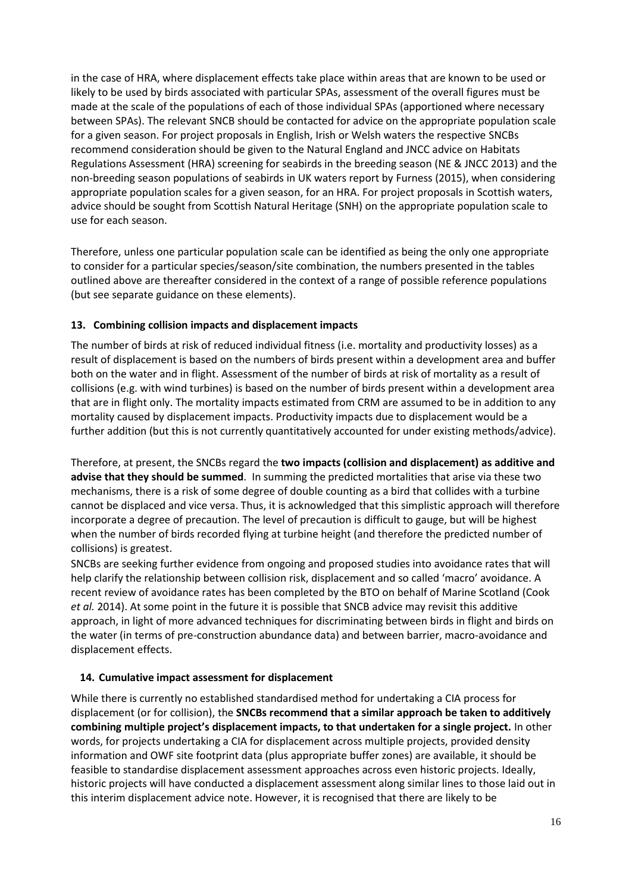in the case of HRA, where displacement effects take place within areas that are known to be used or likely to be used by birds associated with particular SPAs, assessment of the overall figures must be made at the scale of the populations of each of those individual SPAs (apportioned where necessary between SPAs). The relevant SNCB should be contacted for advice on the appropriate population scale for a given season. For project proposals in English, Irish or Welsh waters the respective SNCBs recommend consideration should be given to the Natural England and JNCC advice on Habitats Regulations Assessment (HRA) screening for seabirds in the breeding season (NE & JNCC 2013) and the non-breeding season populations of seabirds in UK waters report by Furness (2015), when considering appropriate population scales for a given season, for an HRA. For project proposals in Scottish waters, advice should be sought from Scottish Natural Heritage (SNH) on the appropriate population scale to use for each season.

Therefore, unless one particular population scale can be identified as being the only one appropriate to consider for a particular species/season/site combination, the numbers presented in the tables outlined above are thereafter considered in the context of a range of possible reference populations (but see separate guidance on these elements).

### 13. Combining collision impacts and displacement impacts

The number of birds at risk of reduced individual fitness (i.e. mortality and productivity losses) as a result of displacement is based on the numbers of birds present within a development area and buffer both on the water and in flight. Assessment of the number of birds at risk of mortality as a result of collisions (e.g. with wind turbines) is based on the number of birds present within a development area that are in flight only. The mortality impacts estimated from CRM are assumed to be in addition to any mortality caused by displacement impacts. Productivity impacts due to displacement would be a further addition (but this is not currently quantitatively accounted for under existing methods/advice).

Therefore, at present, the SNCBs regard the **two impacts (collision and displacement) as additive and advise that they should be summed**. In summing the predicted mortalities that arise via these two mechanisms, there is a risk of some degree of double counting as a bird that collides with a turbine cannot be displaced and vice versa. Thus, it is acknowledged that this simplistic approach will therefore incorporate a degree of precaution. The level of precaution is difficult to gauge, but will be highest when the number of birds recorded flying at turbine height (and therefore the predicted number of collisions) is greatest.

SNCBs are seeking further evidence from ongoing and proposed studies into avoidance rates that will help clarify the relationship between collision risk, displacement and so called 'macro' avoidance. A recent review of avoidance rates has been completed by the BTO on behalf of Marine Scotland (Cook *et al.* 2014). At some point in the future it is possible that SNCB advice may revisit this additive approach, in light of more advanced techniques for discriminating between birds in flight and birds on the water (in terms of pre-construction abundance data) and between barrier, macro-avoidance and displacement effects.

### 14. Cumulative impact assessment for displacement

While there is currently no established standardised method for undertaking a CIA process for displacement (or for collision), the **SNCBs recommend that a similar approach be taken to additively combining multiple project's displacement impacts, to that undertaken for a single project.** In other words, for projects undertaking a CIA for displacement across multiple projects, provided density information and OWF site footprint data (plus appropriate buffer zones) are available, it should be feasible to standardise displacement assessment approaches across even historic projects. Ideally, historic projects will have conducted a displacement assessment along similar lines to those laid out in this interim displacement advice note. However, it is recognised that there are likely to be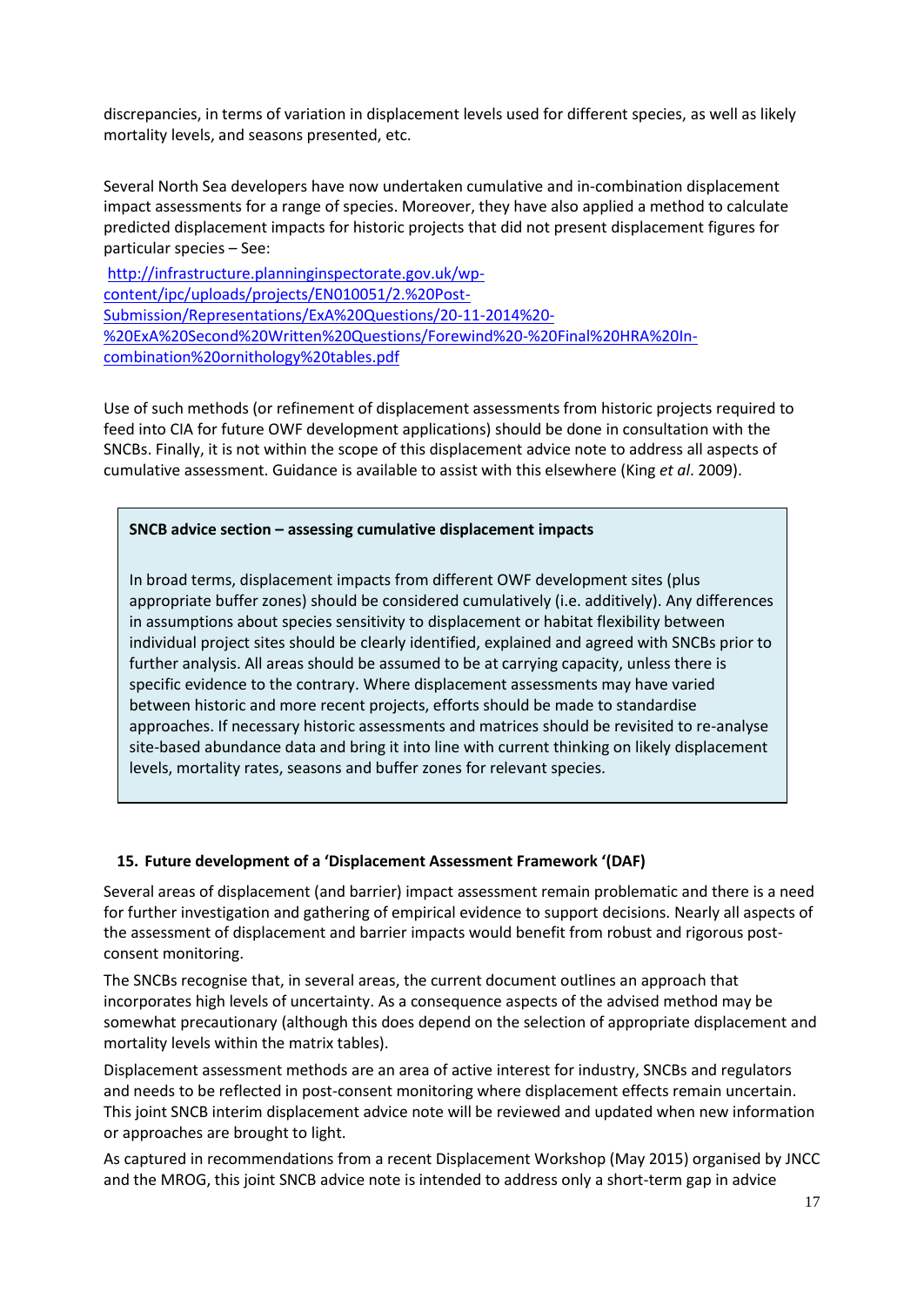discrepancies, in terms of variation in displacement levels used for different species, as well as likely mortality levels, and seasons presented, etc.

Several North Sea developers have now undertaken cumulative and in-combination displacement impact assessments for a range of species. Moreover, they have also applied a method to calculate predicted displacement impacts for historic projects that did not present displacement figures for particular species – See:

http://infrastructure.planninginspectorate.gov.uk/wp-content/ipc/uploads/projects/EN010051/2.%20Post-Submission/Representations/ExA%20Questions/20-11-2014%20-%20ExA%20Second%20Written%20Questions/Forewind%20-%20Final%20HRA%20In-combination%20ornithology%20tables.pdf

Use of such methods (or refinement of displacement assessments from historic projects required to feed into CIA for future OWF development applications) should be done in consultation with the SNCBs. Finally, it is not within the scope of this displacement advice note to address all aspects of cumulative assessment. Guidance is available to assist with this elsewhere (King *et al*. 2009).

> **SNCB advice section – assessing cumulative displacement impacts**
>
> In broad terms, displacement impacts from different OWF development sites (plus appropriate buffer zones) should be considered cumulatively (i.e. additively). Any differences in assumptions about species sensitivity to displacement or habitat flexibility between individual project sites should be clearly identified, explained and agreed with SNCBs prior to further analysis. All areas should be assumed to be at carrying capacity, unless there is specific evidence to the contrary. Where displacement assessments may have varied between historic and more recent projects, efforts should be made to standardise approaches. If necessary historic assessments and matrices should be revisited to re-analyse site-based abundance data and bring it into line with current thinking on likely displacement levels, mortality rates, seasons and buffer zones for relevant species.

## 15. Future development of a 'Displacement Assessment Framework '(DAF)

Several areas of displacement (and barrier) impact assessment remain problematic and there is a need for further investigation and gathering of empirical evidence to support decisions. Nearly all aspects of the assessment of displacement and barrier impacts would benefit from robust and rigorous post-consent monitoring.

The SNCBs recognise that, in several areas, the current document outlines an approach that incorporates high levels of uncertainty. As a consequence aspects of the advised method may be somewhat precautionary (although this does depend on the selection of appropriate displacement and mortality levels within the matrix tables).

Displacement assessment methods are an area of active interest for industry, SNCBs and regulators and needs to be reflected in post-consent monitoring where displacement effects remain uncertain. This joint SNCB interim displacement advice note will be reviewed and updated when new information or approaches are brought to light.

As captured in recommendations from a recent Displacement Workshop (May 2015) organised by JNCC and the MROG, this joint SNCB advice note is intended to address only a short-term gap in advice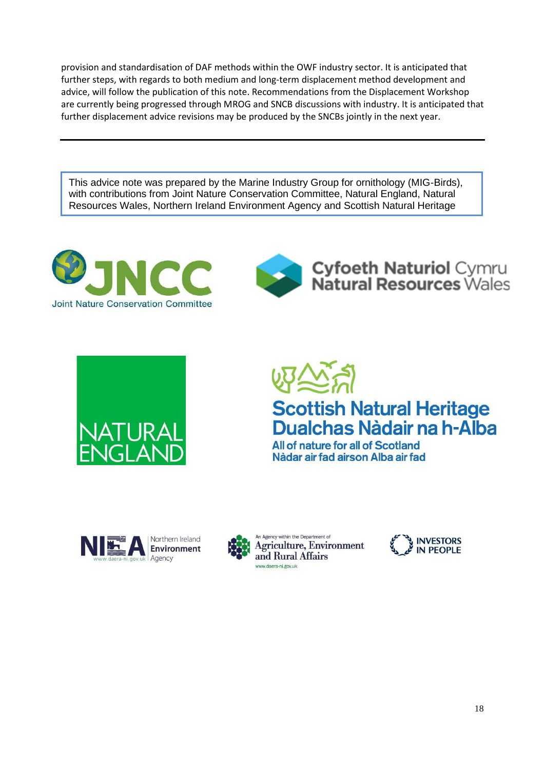provision and standardisation of DAF methods within the OWF industry sector. It is anticipated that further steps, with regards to both medium and long-term displacement method development and advice, will follow the publication of this note. Recommendations from the Displacement Workshop are currently being progressed through MROG and SNCB discussions with industry. It is anticipated that further displacement advice revisions may be produced by the SNCBs jointly in the next year.

---

This advice note was prepared by the Marine Industry Group for ornithology (MIG-Birds), with contributions from Joint Nature Conservation Committee, Natural England, Natural Resources Wales, Northern Ireland Environment Agency and Scottish Natural Heritage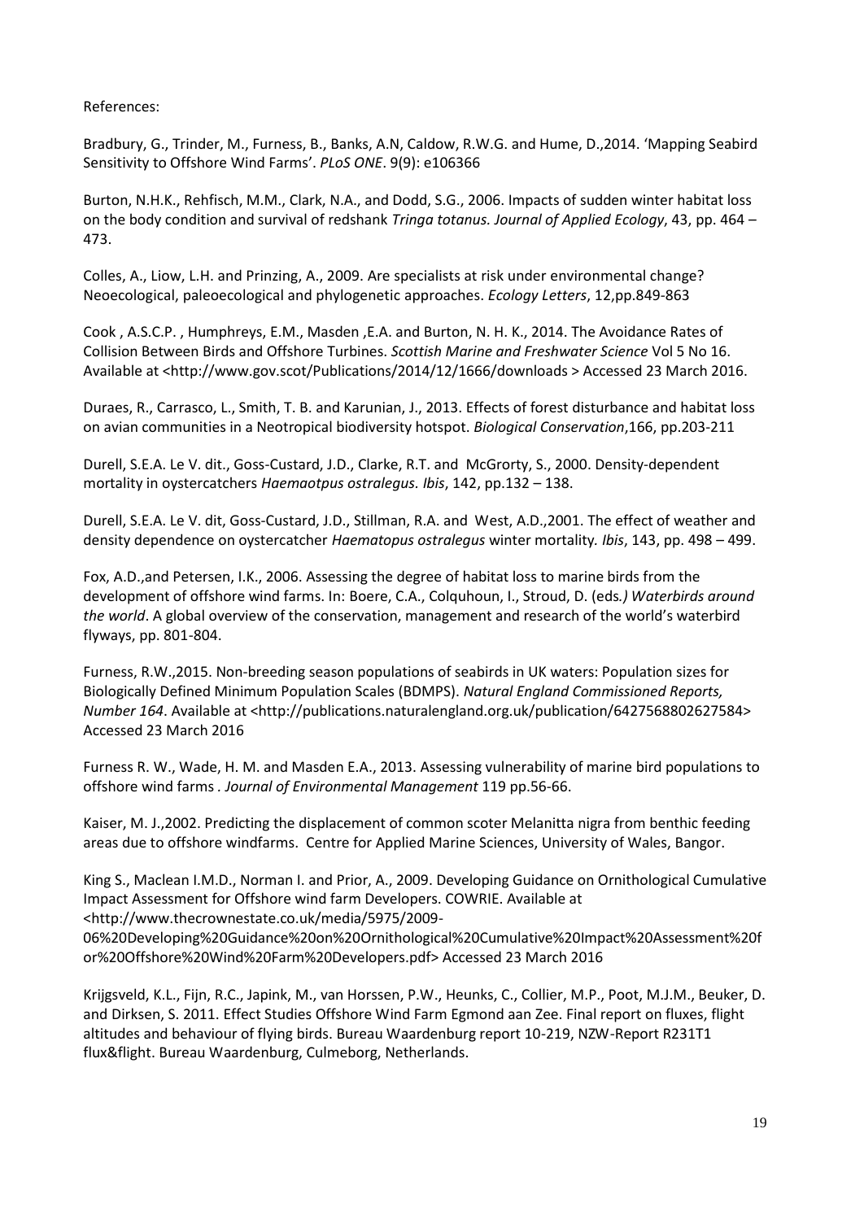References:

Bradbury, G., Trinder, M., Furness, B., Banks, A.N, Caldow, R.W.G. and Hume, D.,2014. 'Mapping Seabird Sensitivity to Offshore Wind Farms'. *PLoS ONE*. 9(9): e106366

Burton, N.H.K., Rehfisch, M.M., Clark, N.A., and Dodd, S.G., 2006. Impacts of sudden winter habitat loss on the body condition and survival of redshank *Tringa totanus. Journal of Applied Ecology*, 43, pp. 464 – 473.

Colles, A., Liow, L.H. and Prinzing, A., 2009. Are specialists at risk under environmental change? Neoecological, paleoecological and phylogenetic approaches. *Ecology Letters*, 12,pp.849-863

Cook , A.S.C.P. , Humphreys, E.M., Masden ,E.A. and Burton, N. H. K., 2014. The Avoidance Rates of Collision Between Birds and Offshore Turbines. *Scottish Marine and Freshwater Science* Vol 5 No 16. Available at <http://www.gov.scot/Publications/2014/12/1666/downloads > Accessed 23 March 2016.

Duraes, R., Carrasco, L., Smith, T. B. and Karunian, J., 2013. Effects of forest disturbance and habitat loss on avian communities in a Neotropical biodiversity hotspot. *Biological Conservation*,166, pp.203-211

Durell, S.E.A. Le V. dit., Goss-Custard, J.D., Clarke, R.T. and McGrorty, S., 2000. Density-dependent mortality in oystercatchers *Haemaotpus ostralegus. Ibis*, 142, pp.132 – 138.

Durell, S.E.A. Le V. dit, Goss-Custard, J.D., Stillman, R.A. and West, A.D.,2001. The effect of weather and density dependence on oystercatcher *Haematopus ostralegus* winter mortality. *Ibis*, 143, pp. 498 – 499.

Fox, A.D.,and Petersen, I.K., 2006. Assessing the degree of habitat loss to marine birds from the development of offshore wind farms. In: Boere, C.A., Colquhoun, I., Stroud, D. (eds*.) Waterbirds around the world*. A global overview of the conservation, management and research of the world's waterbird flyways, pp. 801-804.

Furness, R.W.,2015. Non-breeding season populations of seabirds in UK waters: Population sizes for Biologically Defined Minimum Population Scales (BDMPS). *Natural England Commissioned Reports, Number 164*. Available at <http://publications.naturalengland.org.uk/publication/6427568802627584> Accessed 23 March 2016

Furness R. W., Wade, H. M. and Masden E.A., 2013. Assessing vulnerability of marine bird populations to offshore wind farms . *Journal of Environmental Management* 119 pp.56-66.

Kaiser, M. J.,2002. Predicting the displacement of common scoter Melanitta nigra from benthic feeding areas due to offshore windfarms. Centre for Applied Marine Sciences, University of Wales, Bangor.

King S., Maclean I.M.D., Norman I. and Prior, A., 2009. Developing Guidance on Ornithological Cumulative Impact Assessment for Offshore wind farm Developers. COWRIE. Available at <http://www.thecrownestate.co.uk/media/5975/2009-06%20Developing%20Guidance%20on%20Ornithological%20Cumulative%20Impact%20Assessment%20for%20Offshore%20Wind%20Farm%20Developers.pdf> Accessed 23 March 2016

Krijgsveld, K.L., Fijn, R.C., Japink, M., van Horssen, P.W., Heunks, C., Collier, M.P., Poot, M.J.M., Beuker, D. and Dirksen, S. 2011. Effect Studies Offshore Wind Farm Egmond aan Zee. Final report on fluxes, flight altitudes and behaviour of flying birds. Bureau Waardenburg report 10-219, NZW-Report R231T1 flux&flight. Bureau Waardenburg, Culmeborg, Netherlands.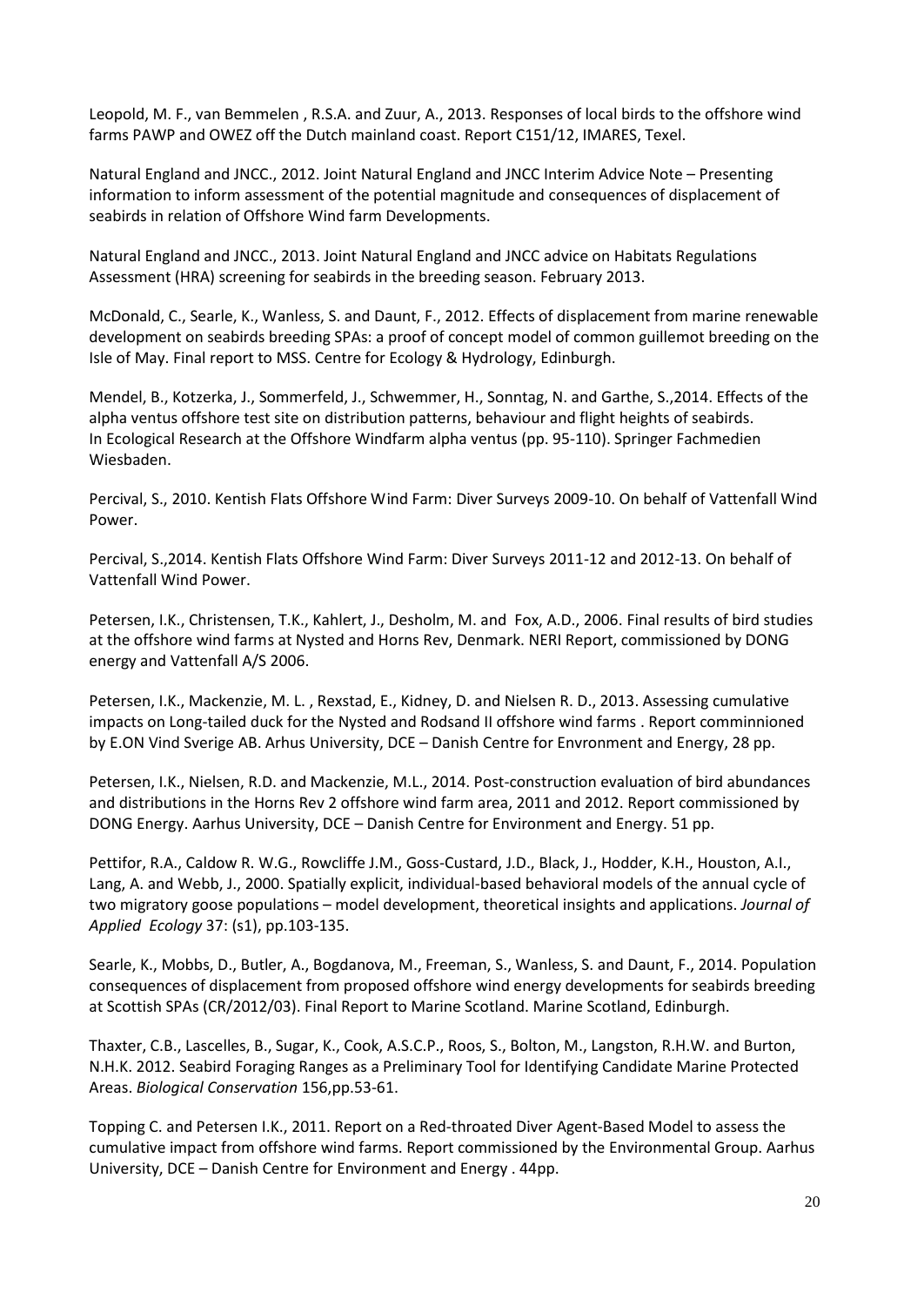Leopold, M. F., van Bemmelen , R.S.A. and Zuur, A., 2013. Responses of local birds to the offshore wind farms PAWP and OWEZ off the Dutch mainland coast. Report C151/12, IMARES, Texel.

Natural England and JNCC., 2012. Joint Natural England and JNCC Interim Advice Note – Presenting information to inform assessment of the potential magnitude and consequences of displacement of seabirds in relation of Offshore Wind farm Developments.

Natural England and JNCC., 2013. Joint Natural England and JNCC advice on Habitats Regulations Assessment (HRA) screening for seabirds in the breeding season. February 2013.

McDonald, C., Searle, K., Wanless, S. and Daunt, F., 2012. Effects of displacement from marine renewable development on seabirds breeding SPAs: a proof of concept model of common guillemot breeding on the Isle of May. Final report to MSS. Centre for Ecology & Hydrology, Edinburgh.

Mendel, B., Kotzerka, J., Sommerfeld, J., Schwemmer, H., Sonntag, N. and Garthe, S.,2014. Effects of the alpha ventus offshore test site on distribution patterns, behaviour and flight heights of seabirds. In Ecological Research at the Offshore Windfarm alpha ventus (pp. 95-110). Springer Fachmedien Wiesbaden.

Percival, S., 2010. Kentish Flats Offshore Wind Farm: Diver Surveys 2009-10. On behalf of Vattenfall Wind Power.

Percival, S.,2014. Kentish Flats Offshore Wind Farm: Diver Surveys 2011-12 and 2012-13. On behalf of Vattenfall Wind Power.

Petersen, I.K., Christensen, T.K., Kahlert, J., Desholm, M. and Fox, A.D., 2006. Final results of bird studies at the offshore wind farms at Nysted and Horns Rev, Denmark. NERI Report, commissioned by DONG energy and Vattenfall A/S 2006.

Petersen, I.K., Mackenzie, M. L. , Rexstad, E., Kidney, D. and Nielsen R. D., 2013. Assessing cumulative impacts on Long-tailed duck for the Nysted and Rodsand II offshore wind farms . Report comminnioned by E.ON Vind Sverige AB. Arhus University, DCE – Danish Centre for Envronment and Energy, 28 pp.

Petersen, I.K., Nielsen, R.D. and Mackenzie, M.L., 2014. Post-construction evaluation of bird abundances and distributions in the Horns Rev 2 offshore wind farm area, 2011 and 2012. Report commissioned by DONG Energy. Aarhus University, DCE – Danish Centre for Environment and Energy. 51 pp.

Pettifor, R.A., Caldow R. W.G., Rowcliffe J.M., Goss-Custard, J.D., Black, J., Hodder, K.H., Houston, A.I., Lang, A. and Webb, J., 2000. Spatially explicit, individual-based behavioral models of the annual cycle of two migratory goose populations – model development, theoretical insights and applications. *Journal of Applied Ecology* 37: (s1), pp.103-135.

Searle, K., Mobbs, D., Butler, A., Bogdanova, M., Freeman, S., Wanless, S. and Daunt, F., 2014. Population consequences of displacement from proposed offshore wind energy developments for seabirds breeding at Scottish SPAs (CR/2012/03). Final Report to Marine Scotland. Marine Scotland, Edinburgh.

Thaxter, C.B., Lascelles, B., Sugar, K., Cook, A.S.C.P., Roos, S., Bolton, M., Langston, R.H.W. and Burton, N.H.K. 2012. Seabird Foraging Ranges as a Preliminary Tool for Identifying Candidate Marine Protected Areas. *Biological Conservation* 156,pp.53-61.

Topping C. and Petersen I.K., 2011. Report on a Red-throated Diver Agent-Based Model to assess the cumulative impact from offshore wind farms. Report commissioned by the Environmental Group. Aarhus University, DCE – Danish Centre for Environment and Energy . 44pp.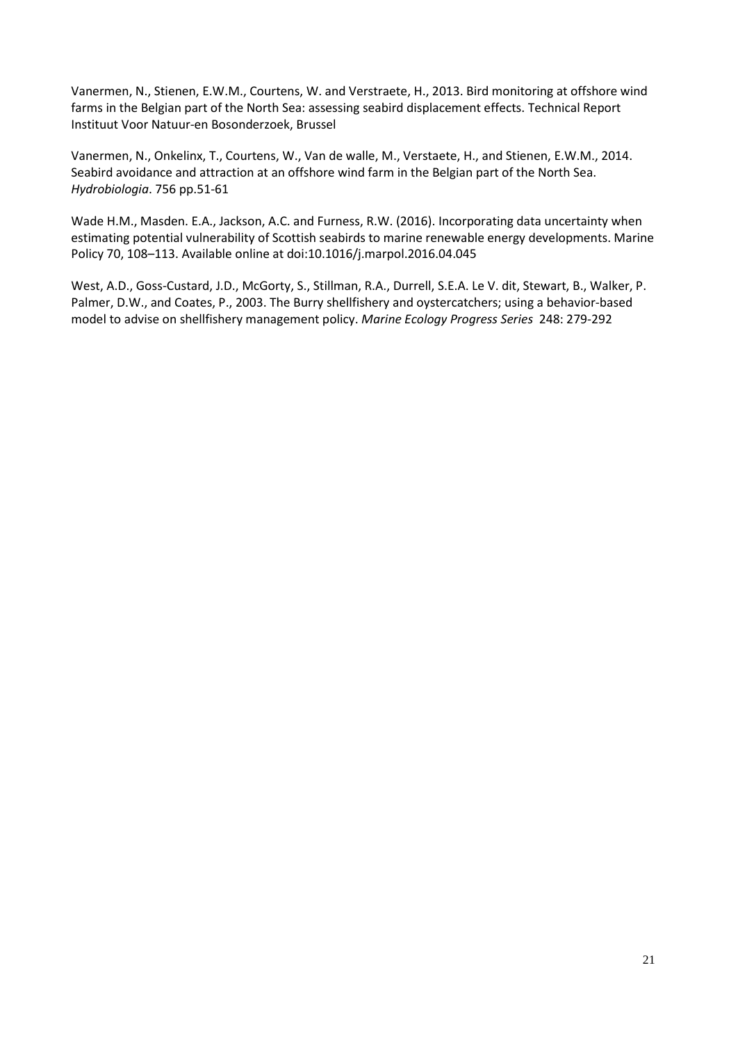Vanermen, N., Stienen, E.W.M., Courtens, W. and Verstraete, H., 2013. Bird monitoring at offshore wind farms in the Belgian part of the North Sea: assessing seabird displacement effects. Technical Report Instituut Voor Natuur-en Bosonderzoek, Brussel

Vanermen, N., Onkelinx, T., Courtens, W., Van de walle, M., Verstaete, H., and Stienen, E.W.M., 2014. Seabird avoidance and attraction at an offshore wind farm in the Belgian part of the North Sea. *Hydrobiologia*. 756 pp.51-61

Wade H.M., Masden. E.A., Jackson, A.C. and Furness, R.W. (2016). Incorporating data uncertainty when estimating potential vulnerability of Scottish seabirds to marine renewable energy developments. Marine Policy 70, 108–113. Available online at doi:10.1016/j.marpol.2016.04.045

West, A.D., Goss-Custard, J.D., McGorty, S., Stillman, R.A., Durrell, S.E.A. Le V. dit, Stewart, B., Walker, P. Palmer, D.W., and Coates, P., 2003. The Burry shellfishery and oystercatchers; using a behavior-based model to advise on shellfishery management policy. *Marine Ecology Progress Series* 248: 279-292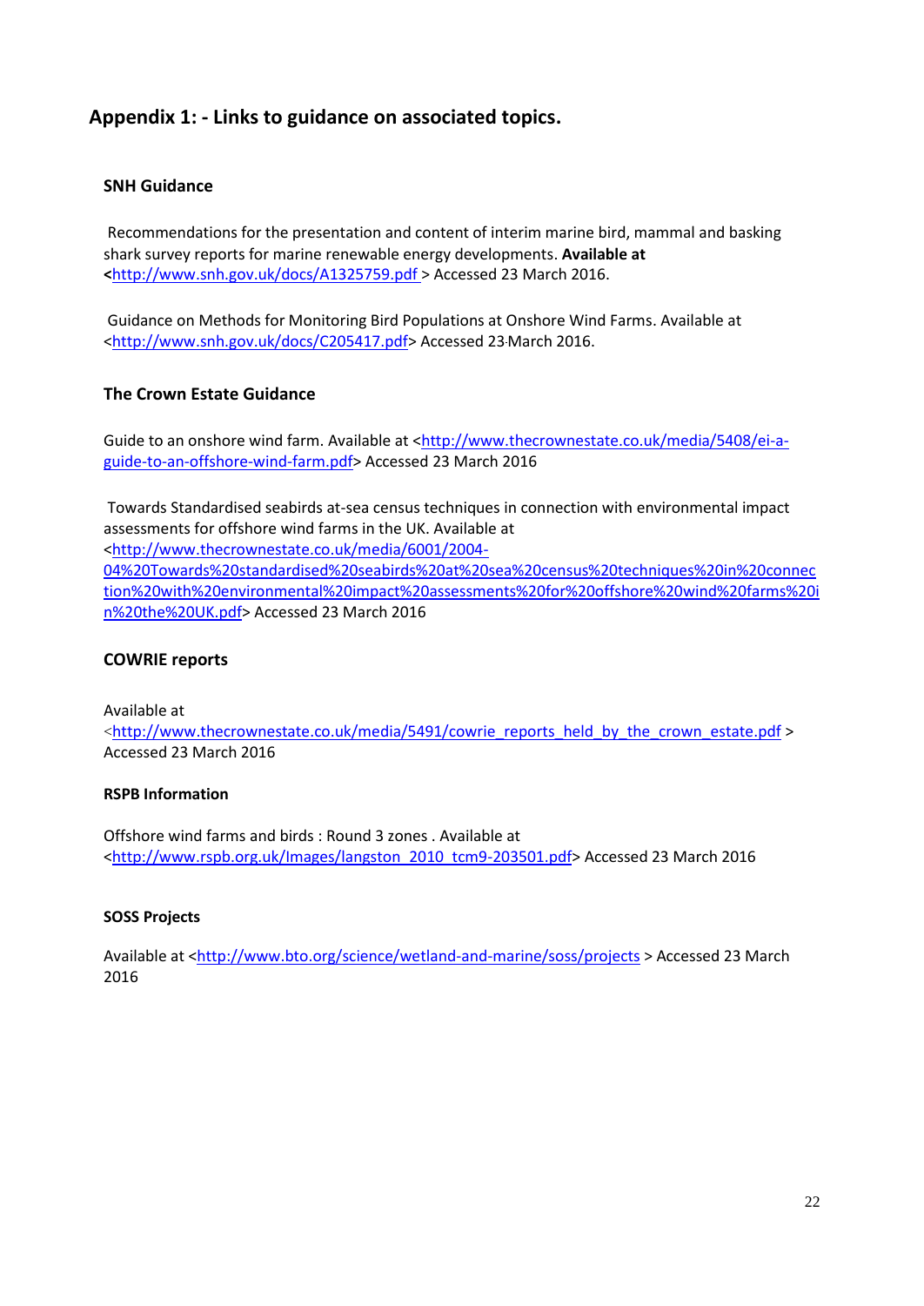## Appendix 1: - Links to guidance on associated topics.

### SNH Guidance

Recommendations for the presentation and content of interim marine bird, mammal and basking shark survey reports for marine renewable energy developments. **Available at <**http://www.snh.gov.uk/docs/A1325759.pdf > Accessed 23 March 2016.

Guidance on Methods for Monitoring Bird Populations at Onshore Wind Farms. Available at <http://www.snh.gov.uk/docs/C205417.pdf> Accessed 23 March 2016.

### The Crown Estate Guidance

Guide to an onshore wind farm. Available at <http://www.thecrownestate.co.uk/media/5408/ei-a-guide-to-an-offshore-wind-farm.pdf> Accessed 23 March 2016

Towards Standardised seabirds at-sea census techniques in connection with environmental impact assessments for offshore wind farms in the UK. Available at <http://www.thecrownestate.co.uk/media/6001/2004-04%20Towards%20standardised%20seabirds%20at%20sea%20census%20techniques%20in%20connection%20with%20environmental%20impact%20assessments%20for%20offshore%20wind%20farms%20in%20the%20UK.pdf> Accessed 23 March 2016

### COWRIE reports

Available at <http://www.thecrownestate.co.uk/media/5491/cowrie_reports_held_by_the_crown_estate.pdf > Accessed 23 March 2016

#### RSPB Information

Offshore wind farms and birds : Round 3 zones . Available at <http://www.rspb.org.uk/Images/langston_2010_tcm9-203501.pdf> Accessed 23 March 2016

#### SOSS Projects

Available at <http://www.bto.org/science/wetland-and-marine/soss/projects > Accessed 23 March 2016